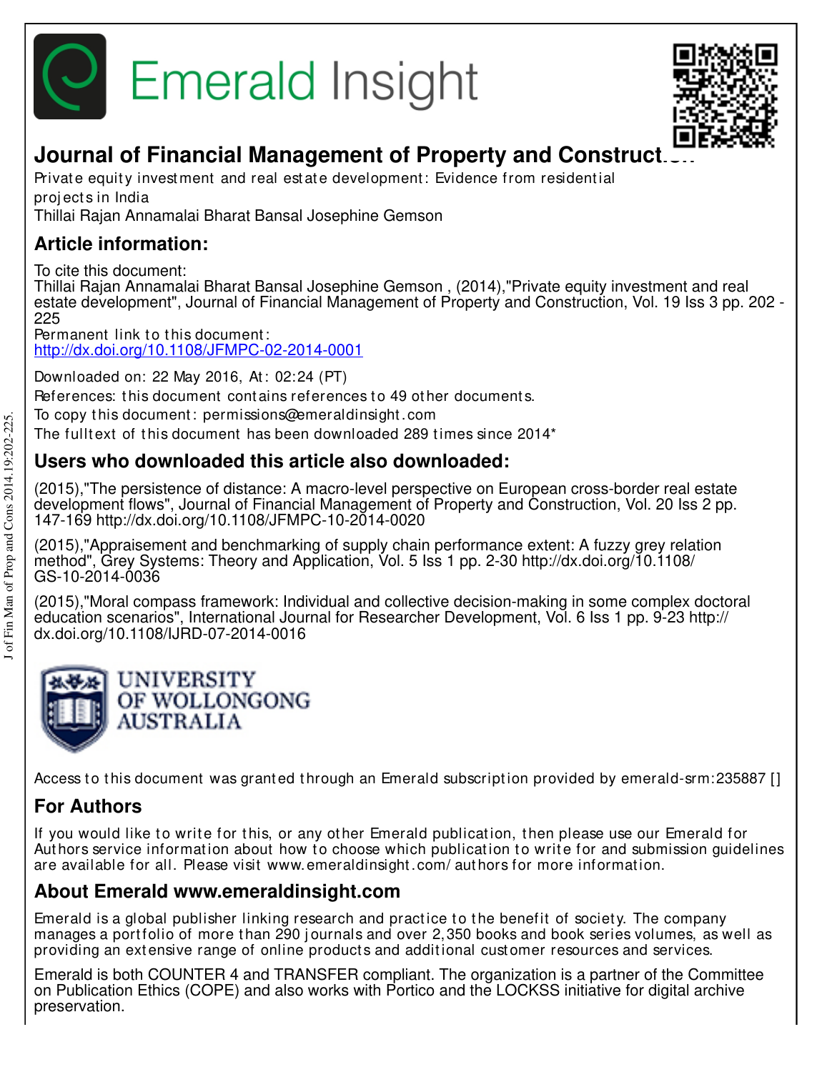Emerald Insight

# Journal of Financial Management of Property and Construction

Private equity investment and real estate development: Evidence from residential projects in India

Thillai Rajan Annamalai Bharat Bansal Josephine Gemson

## Article information:

To cite this document:
Thillai Rajan Annamalai Bharat Bansal Josephine Gemson , (2014),"Private equity investment and real estate development", Journal of Financial Management of Property and Construction, Vol. 19 Iss 3 pp. 202 - 225

Permanent link to this document:
http://dx.doi.org/10.1108/JFMPC-02-2014-0001

Downloaded on: 22 May 2016, At: 02:24 (PT)

References: this document contains references to 49 other documents.

To copy this document: permissions@emeraldinsight.com

The fulltext of this document has been downloaded 289 times since 2014*

## Users who downloaded this article also downloaded:

(2015),"The persistence of distance: A macro-level perspective on European cross-border real estate development flows", Journal of Financial Management of Property and Construction, Vol. 20 Iss 2 pp. 147-169 http://dx.doi.org/10.1108/JFMPC-10-2014-0020

(2015),"Appraisement and benchmarking of supply chain performance extent: A fuzzy grey relation method", Grey Systems: Theory and Application, Vol. 5 Iss 1 pp. 2-30 http://dx.doi.org/10.1108/GS-10-2014-0036

(2015),"Moral compass framework: Individual and collective decision-making in some complex doctoral education scenarios", International Journal for Researcher Development, Vol. 6 Iss 1 pp. 9-23 http://dx.doi.org/10.1108/IJRD-07-2014-0016

UNIVERSITY OF WOLLONGONG AUSTRALIA

Access to this document was granted through an Emerald subscription provided by emerald-srm:235887 []

## For Authors

If you would like to write for this, or any other Emerald publication, then please use our Emerald for Authors service information about how to choose which publication to write for and submission guidelines are available for all. Please visit www.emeraldinsight.com/authors for more information.

## About Emerald www.emeraldinsight.com

Emerald is a global publisher linking research and practice to the benefit of society. The company manages a portfolio of more than 290 journals and over 2,350 books and book series volumes, as well as providing an extensive range of online products and additional customer resources and services.

Emerald is both COUNTER 4 and TRANSFER compliant. The organization is a partner of the Committee on Publication Ethics (COPE) and also works with Portico and the LOCKSS initiative for digital archive preservation.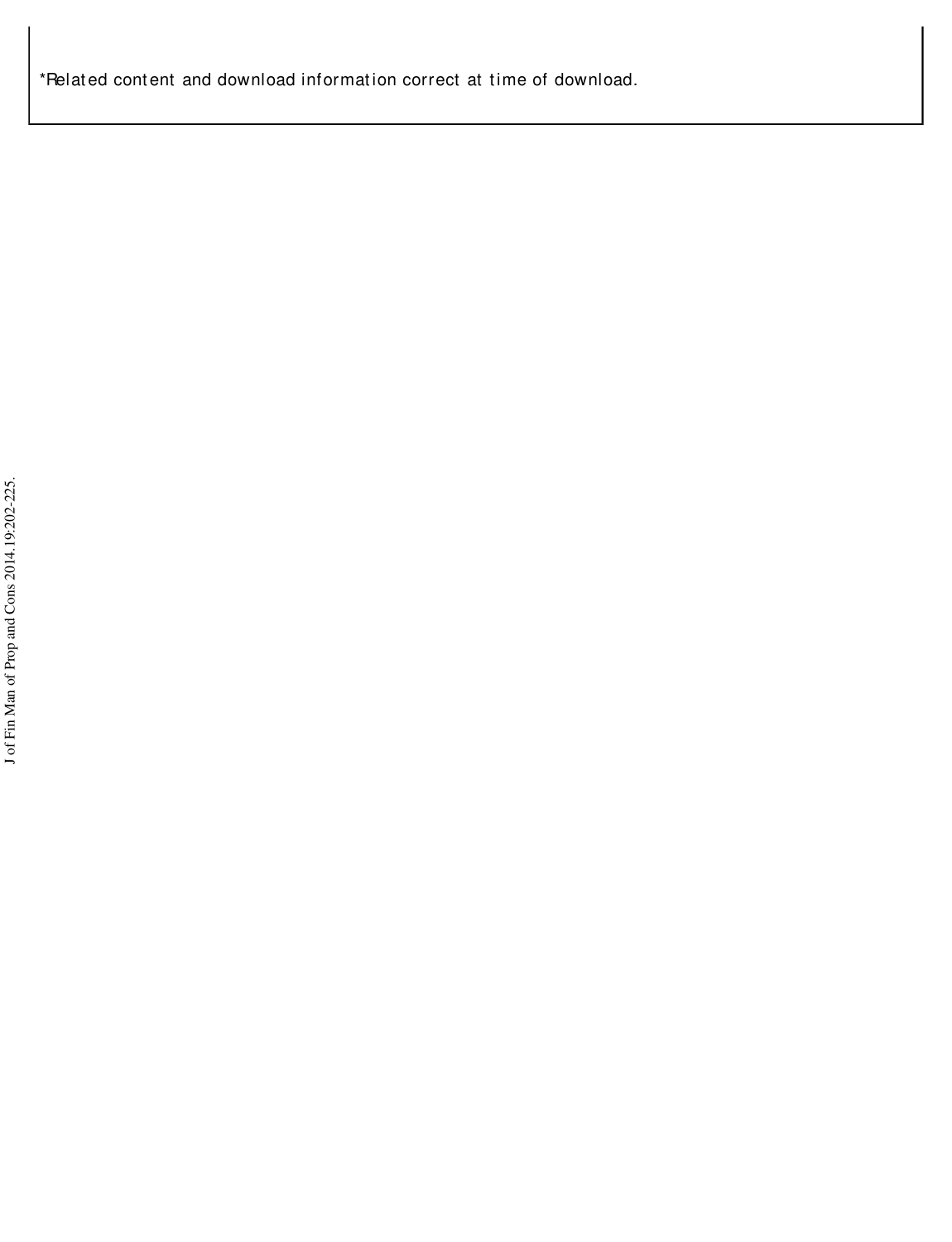*Related content and download information correct at time of download.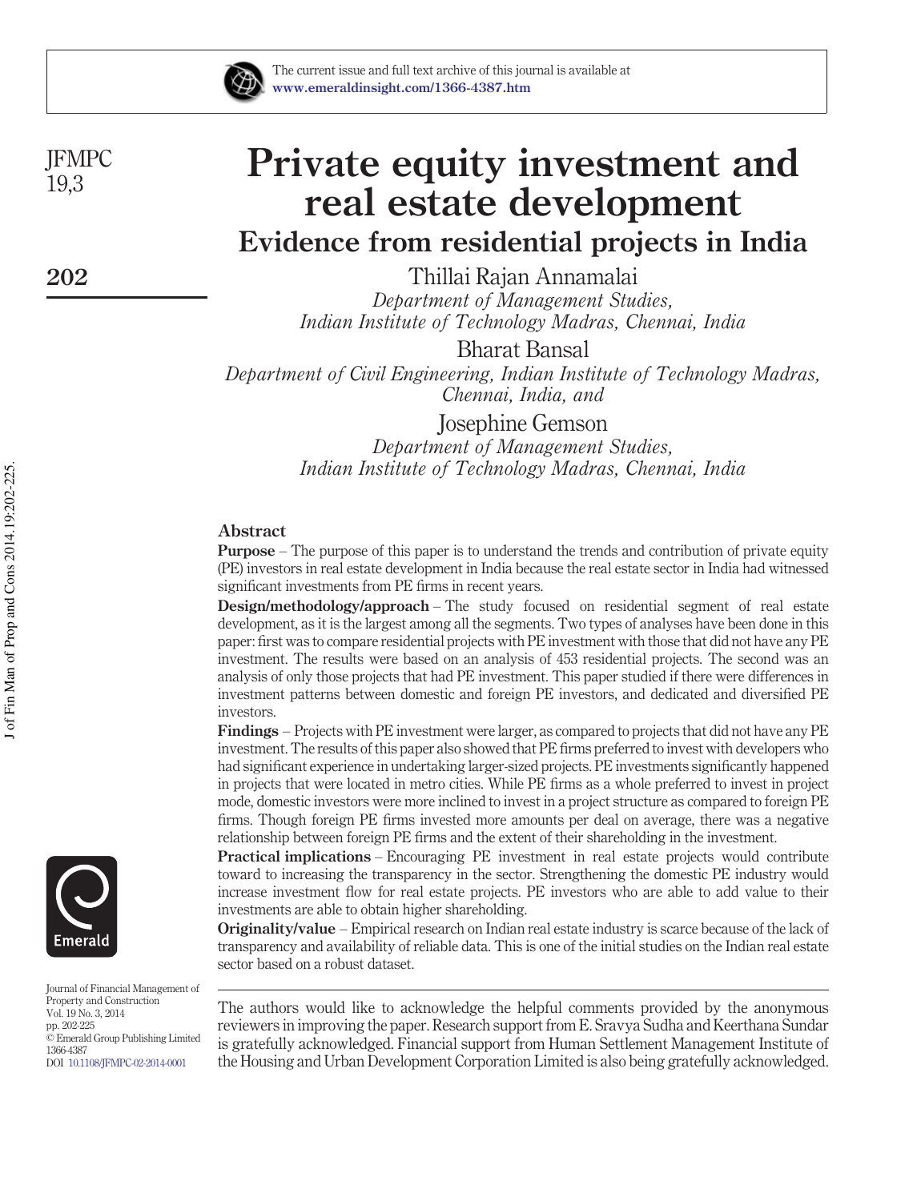# Private equity investment and real estate development

## Evidence from residential projects in India

Thillai Rajan Annamalai

*Department of Management Studies, Indian Institute of Technology Madras, Chennai, India*

Bharat Bansal

*Department of Civil Engineering, Indian Institute of Technology Madras, Chennai, India, and*

Josephine Gemson

*Department of Management Studies, Indian Institute of Technology Madras, Chennai, India*

### Abstract

**Purpose** – The purpose of this paper is to understand the trends and contribution of private equity (PE) investors in real estate development in India because the real estate sector in India had witnessed significant investments from PE firms in recent years.

**Design/methodology/approach** – The study focused on residential segment of real estate development, as it is the largest among all the segments. Two types of analyses have been done in this paper: first was to compare residential projects with PE investment with those that did not have any PE investment. The results were based on an analysis of 453 residential projects. The second was an analysis of only those projects that had PE investment. This paper studied if there were differences in investment patterns between domestic and foreign PE investors, and dedicated and diversified PE investors.

**Findings** – Projects with PE investment were larger, as compared to projects that did not have any PE investment. The results of this paper also showed that PE firms preferred to invest with developers who had significant experience in undertaking larger-sized projects. PE investments significantly happened in projects that were located in metro cities. While PE firms as a whole preferred to invest in project mode, domestic investors were more inclined to invest in a project structure as compared to foreign PE firms. Though foreign PE firms invested more amounts per deal on average, there was a negative relationship between foreign PE firms and the extent of their shareholding in the investment.

**Practical implications** – Encouraging PE investment in real estate projects would contribute toward to increasing the transparency in the sector. Strengthening the domestic PE industry would increase investment flow for real estate projects. PE investors who are able to add value to their investments are able to obtain higher shareholding.

**Originality/value** – Empirical research on Indian real estate industry is scarce because of the lack of transparency and availability of reliable data. This is one of the initial studies on the Indian real estate sector based on a robust dataset.

---

The authors would like to acknowledge the helpful comments provided by the anonymous reviewers in improving the paper. Research support from E. Sravya Sudha and Keerthana Sundar is gratefully acknowledged. Financial support from Human Settlement Management Institute of the Housing and Urban Development Corporation Limited is also being gratefully acknowledged.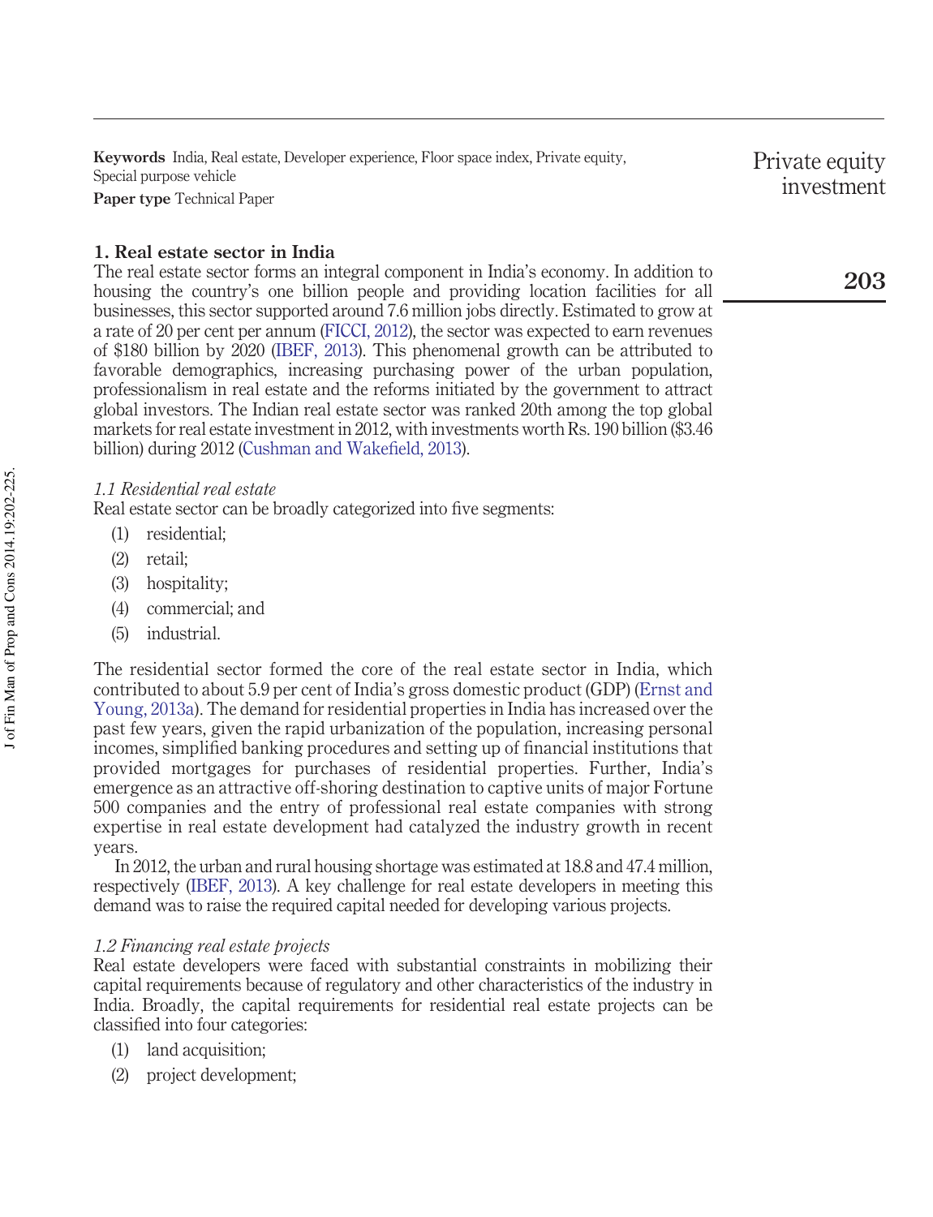**Keywords** India, Real estate, Developer experience, Floor space index, Private equity, Special purpose vehicle

**Paper type** Technical Paper

## 1. Real estate sector in India

The real estate sector forms an integral component in India's economy. In addition to housing the country's one billion people and providing location facilities for all businesses, this sector supported around 7.6 million jobs directly. Estimated to grow at a rate of 20 per cent per annum (FICCI, 2012), the sector was expected to earn revenues of $180 billion by 2020 (IBEF, 2013). This phenomenal growth can be attributed to favorable demographics, increasing purchasing power of the urban population, professionalism in real estate and the reforms initiated by the government to attract global investors. The Indian real estate sector was ranked 20th among the top global markets for real estate investment in 2012, with investments worth Rs. 190 billion ($3.46 billion) during 2012 (Cushman and Wakefield, 2013).

### *1.1 Residential real estate*

Real estate sector can be broadly categorized into five segments:

1. residential;
2. retail;
3. hospitality;
4. commercial; and
5. industrial.

The residential sector formed the core of the real estate sector in India, which contributed to about 5.9 per cent of India's gross domestic product (GDP) (Ernst and Young, 2013a). The demand for residential properties in India has increased over the past few years, given the rapid urbanization of the population, increasing personal incomes, simplified banking procedures and setting up of financial institutions that provided mortgages for purchases of residential properties. Further, India's emergence as an attractive off-shoring destination to captive units of major Fortune 500 companies and the entry of professional real estate companies with strong expertise in real estate development had catalyzed the industry growth in recent years.

In 2012, the urban and rural housing shortage was estimated at 18.8 and 47.4 million, respectively (IBEF, 2013). A key challenge for real estate developers in meeting this demand was to raise the required capital needed for developing various projects.

### *1.2 Financing real estate projects*

Real estate developers were faced with substantial constraints in mobilizing their capital requirements because of regulatory and other characteristics of the industry in India. Broadly, the capital requirements for residential real estate projects can be classified into four categories:

1. land acquisition;
2. project development;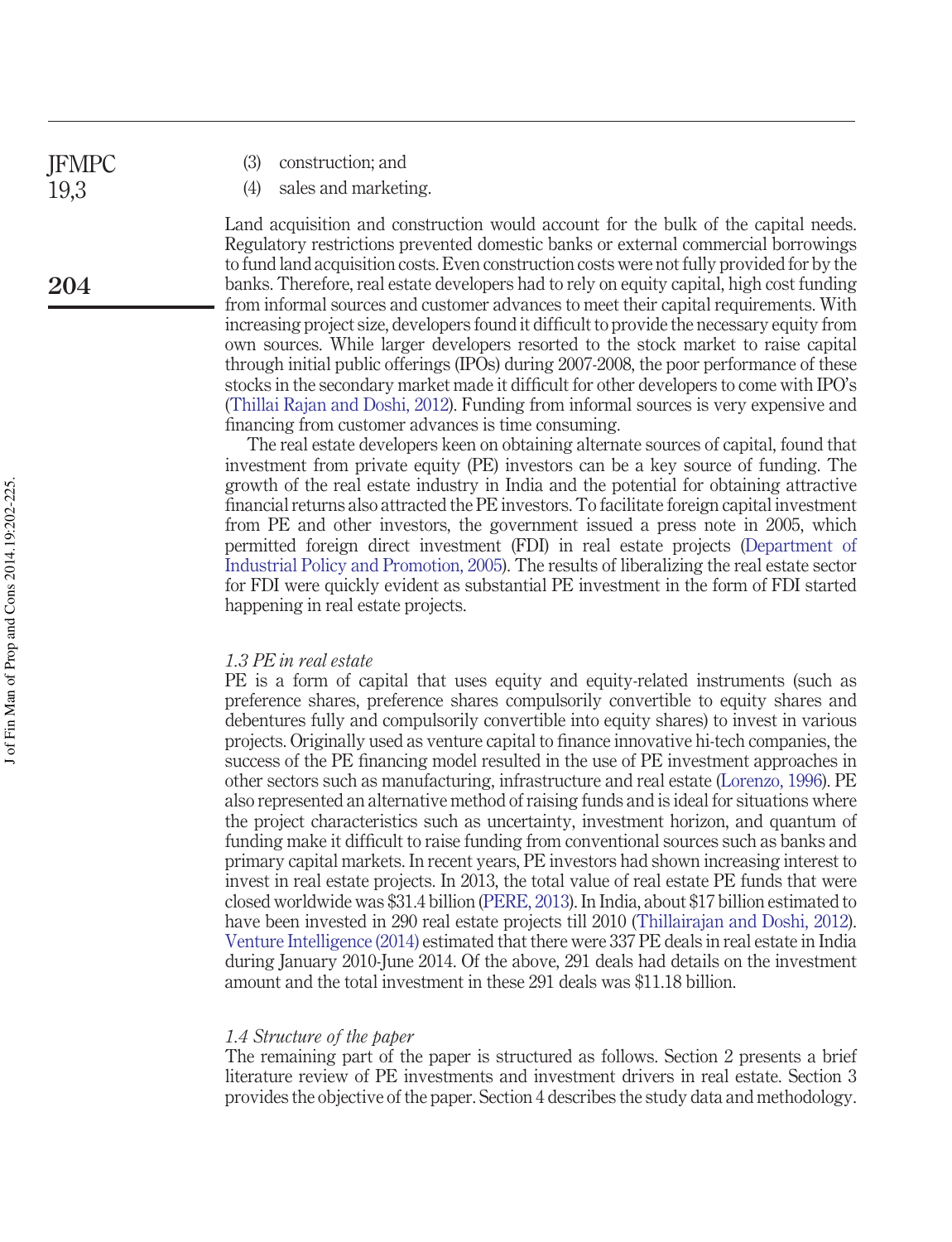(3) construction; and

(4) sales and marketing.

Land acquisition and construction would account for the bulk of the capital needs. Regulatory restrictions prevented domestic banks or external commercial borrowings to fund land acquisition costs. Even construction costs were not fully provided for by the banks. Therefore, real estate developers had to rely on equity capital, high cost funding from informal sources and customer advances to meet their capital requirements. With increasing project size, developers found it difficult to provide the necessary equity from own sources. While larger developers resorted to the stock market to raise capital through initial public offerings (IPOs) during 2007-2008, the poor performance of these stocks in the secondary market made it difficult for other developers to come with IPO's (Thillai Rajan and Doshi, 2012). Funding from informal sources is very expensive and financing from customer advances is time consuming.

The real estate developers keen on obtaining alternate sources of capital, found that investment from private equity (PE) investors can be a key source of funding. The growth of the real estate industry in India and the potential for obtaining attractive financial returns also attracted the PE investors. To facilitate foreign capital investment from PE and other investors, the government issued a press note in 2005, which permitted foreign direct investment (FDI) in real estate projects (Department of Industrial Policy and Promotion, 2005). The results of liberalizing the real estate sector for FDI were quickly evident as substantial PE investment in the form of FDI started happening in real estate projects.

### *1.3 PE in real estate*

PE is a form of capital that uses equity and equity-related instruments (such as preference shares, preference shares compulsorily convertible to equity shares and debentures fully and compulsorily convertible into equity shares) to invest in various projects. Originally used as venture capital to finance innovative hi-tech companies, the success of the PE financing model resulted in the use of PE investment approaches in other sectors such as manufacturing, infrastructure and real estate (Lorenzo, 1996). PE also represented an alternative method of raising funds and is ideal for situations where the project characteristics such as uncertainty, investment horizon, and quantum of funding make it difficult to raise funding from conventional sources such as banks and primary capital markets. In recent years, PE investors had shown increasing interest to invest in real estate projects. In 2013, the total value of real estate PE funds that were closed worldwide was $31.4 billion (PERE, 2013). In India, about $17 billion estimated to have been invested in 290 real estate projects till 2010 (Thillairajan and Doshi, 2012). Venture Intelligence (2014) estimated that there were 337 PE deals in real estate in India during January 2010-June 2014. Of the above, 291 deals had details on the investment amount and the total investment in these 291 deals was $11.18 billion.

### *1.4 Structure of the paper*

The remaining part of the paper is structured as follows. Section 2 presents a brief literature review of PE investments and investment drivers in real estate. Section 3 provides the objective of the paper. Section 4 describes the study data and methodology.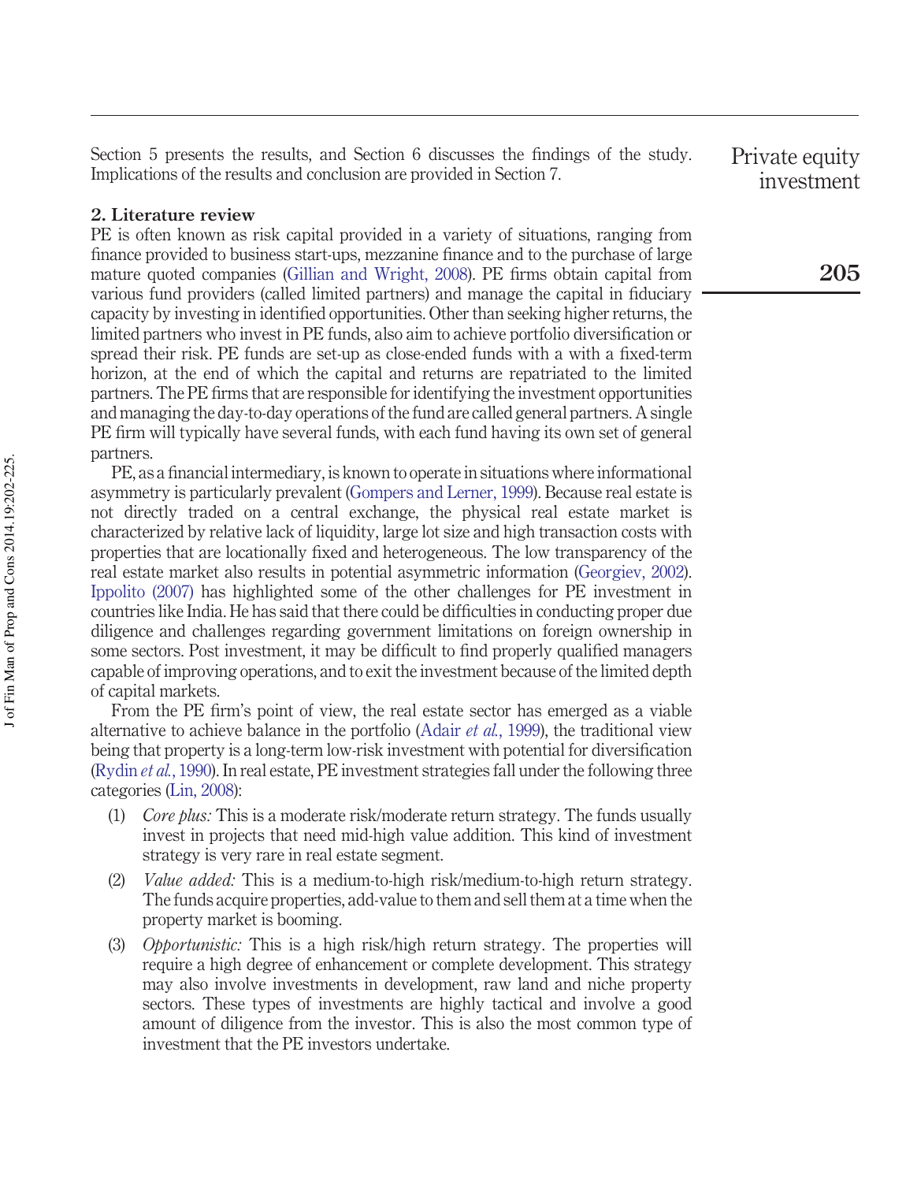Section 5 presents the results, and Section 6 discusses the findings of the study. Implications of the results and conclusion are provided in Section 7.

## 2. Literature review

PE is often known as risk capital provided in a variety of situations, ranging from finance provided to business start-ups, mezzanine finance and to the purchase of large mature quoted companies (Gillian and Wright, 2008). PE firms obtain capital from various fund providers (called limited partners) and manage the capital in fiduciary capacity by investing in identified opportunities. Other than seeking higher returns, the limited partners who invest in PE funds, also aim to achieve portfolio diversification or spread their risk. PE funds are set-up as close-ended funds with a with a fixed-term horizon, at the end of which the capital and returns are repatriated to the limited partners. The PE firms that are responsible for identifying the investment opportunities and managing the day-to-day operations of the fund are called general partners. A single PE firm will typically have several funds, with each fund having its own set of general partners.

PE, as a financial intermediary, is known to operate in situations where informational asymmetry is particularly prevalent (Gompers and Lerner, 1999). Because real estate is not directly traded on a central exchange, the physical real estate market is characterized by relative lack of liquidity, large lot size and high transaction costs with properties that are locationally fixed and heterogeneous. The low transparency of the real estate market also results in potential asymmetric information (Georgiev, 2002). Ippolito (2007) has highlighted some of the other challenges for PE investment in countries like India. He has said that there could be difficulties in conducting proper due diligence and challenges regarding government limitations on foreign ownership in some sectors. Post investment, it may be difficult to find properly qualified managers capable of improving operations, and to exit the investment because of the limited depth of capital markets.

From the PE firm's point of view, the real estate sector has emerged as a viable alternative to achieve balance in the portfolio (Adair *et al.*, 1999), the traditional view being that property is a long-term low-risk investment with potential for diversification (Rydin *et al.*, 1990). In real estate, PE investment strategies fall under the following three categories (Lin, 2008):

1. *Core plus:* This is a moderate risk/moderate return strategy. The funds usually invest in projects that need mid-high value addition. This kind of investment strategy is very rare in real estate segment.
2. *Value added:* This is a medium-to-high risk/medium-to-high return strategy. The funds acquire properties, add-value to them and sell them at a time when the property market is booming.
3. *Opportunistic:* This is a high risk/high return strategy. The properties will require a high degree of enhancement or complete development. This strategy may also involve investments in development, raw land and niche property sectors. These types of investments are highly tactical and involve a good amount of diligence from the investor. This is also the most common type of investment that the PE investors undertake.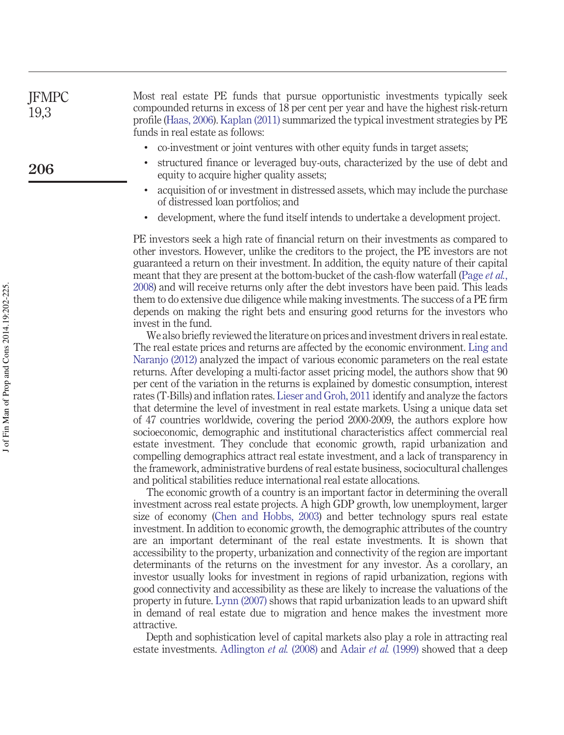Most real estate PE funds that pursue opportunistic investments typically seek compounded returns in excess of 18 per cent per year and have the highest risk-return profile (Haas, 2006). Kaplan (2011) summarized the typical investment strategies by PE funds in real estate as follows:

- co-investment or joint ventures with other equity funds in target assets;
- structured finance or leveraged buy-outs, characterized by the use of debt and equity to acquire higher quality assets;
- acquisition of or investment in distressed assets, which may include the purchase of distressed loan portfolios; and
- development, where the fund itself intends to undertake a development project.

PE investors seek a high rate of financial return on their investments as compared to other investors. However, unlike the creditors to the project, the PE investors are not guaranteed a return on their investment. In addition, the equity nature of their capital meant that they are present at the bottom-bucket of the cash-flow waterfall (Page *et al.*, 2008) and will receive returns only after the debt investors have been paid. This leads them to do extensive due diligence while making investments. The success of a PE firm depends on making the right bets and ensuring good returns for the investors who invest in the fund.

We also briefly reviewed the literature on prices and investment drivers in real estate. The real estate prices and returns are affected by the economic environment. Ling and Naranjo (2012) analyzed the impact of various economic parameters on the real estate returns. After developing a multi-factor asset pricing model, the authors show that 90 per cent of the variation in the returns is explained by domestic consumption, interest rates (T-Bills) and inflation rates. Lieser and Groh, 2011 identify and analyze the factors that determine the level of investment in real estate markets. Using a unique data set of 47 countries worldwide, covering the period 2000-2009, the authors explore how socioeconomic, demographic and institutional characteristics affect commercial real estate investment. They conclude that economic growth, rapid urbanization and compelling demographics attract real estate investment, and a lack of transparency in the framework, administrative burdens of real estate business, sociocultural challenges and political stabilities reduce international real estate allocations.

The economic growth of a country is an important factor in determining the overall investment across real estate projects. A high GDP growth, low unemployment, larger size of economy (Chen and Hobbs, 2003) and better technology spurs real estate investment. In addition to economic growth, the demographic attributes of the country are an important determinant of the real estate investments. It is shown that accessibility to the property, urbanization and connectivity of the region are important determinants of the returns on the investment for any investor. As a corollary, an investor usually looks for investment in regions of rapid urbanization, regions with good connectivity and accessibility as these are likely to increase the valuations of the property in future. Lynn (2007) shows that rapid urbanization leads to an upward shift in demand of real estate due to migration and hence makes the investment more attractive.

Depth and sophistication level of capital markets also play a role in attracting real estate investments. Adlington *et al.* (2008) and Adair *et al.* (1999) showed that a deep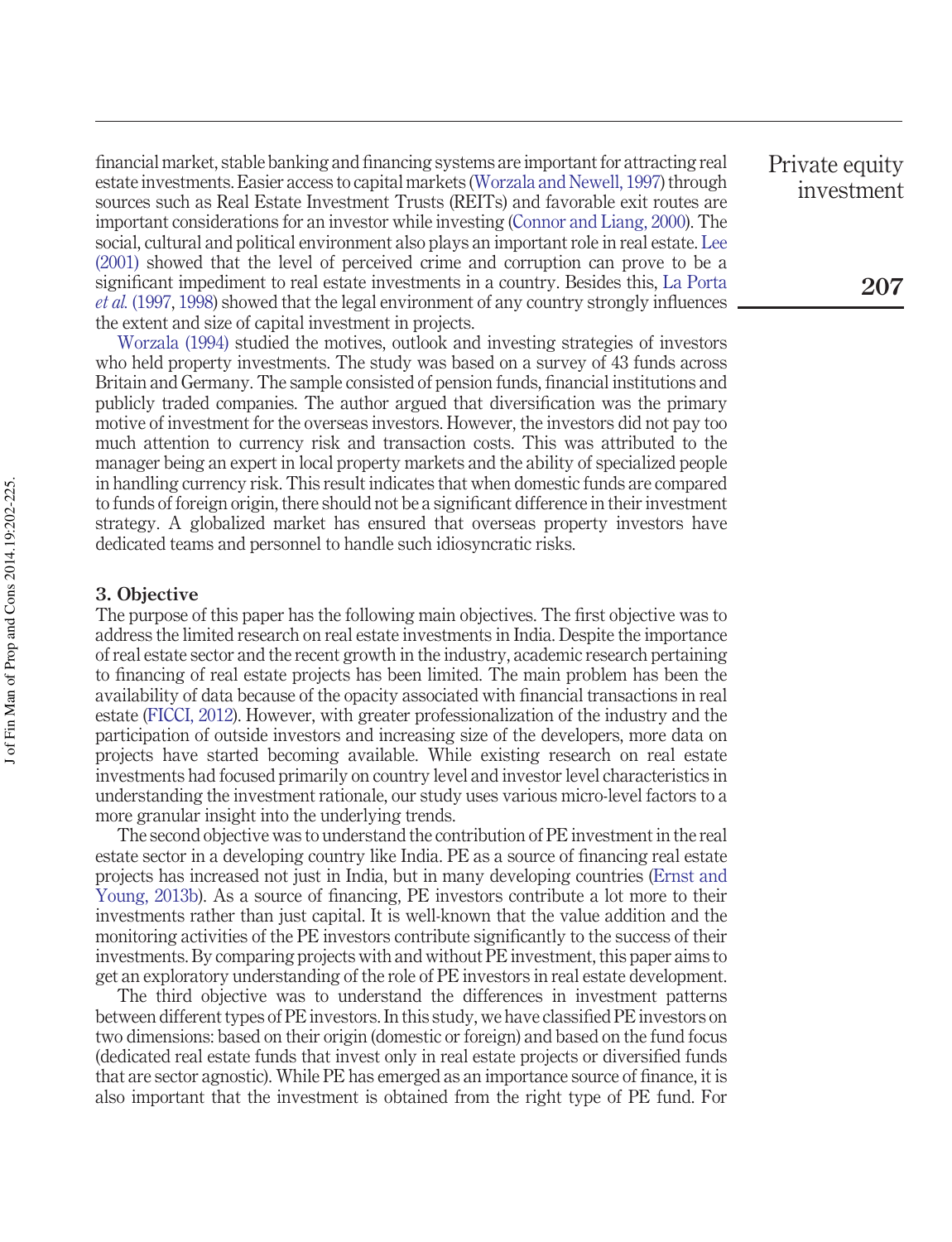financial market, stable banking and financing systems are important for attracting real estate investments. Easier access to capital markets (Worzala and Newell, 1997) through sources such as Real Estate Investment Trusts (REITs) and favorable exit routes are important considerations for an investor while investing (Connor and Liang, 2000). The social, cultural and political environment also plays an important role in real estate. Lee (2001) showed that the level of perceived crime and corruption can prove to be a significant impediment to real estate investments in a country. Besides this, La Porta *et al.* (1997, 1998) showed that the legal environment of any country strongly influences the extent and size of capital investment in projects.

Worzala (1994) studied the motives, outlook and investing strategies of investors who held property investments. The study was based on a survey of 43 funds across Britain and Germany. The sample consisted of pension funds, financial institutions and publicly traded companies. The author argued that diversification was the primary motive of investment for the overseas investors. However, the investors did not pay too much attention to currency risk and transaction costs. This was attributed to the manager being an expert in local property markets and the ability of specialized people in handling currency risk. This result indicates that when domestic funds are compared to funds of foreign origin, there should not be a significant difference in their investment strategy. A globalized market has ensured that overseas property investors have dedicated teams and personnel to handle such idiosyncratic risks.

### 3. Objective

The purpose of this paper has the following main objectives. The first objective was to address the limited research on real estate investments in India. Despite the importance of real estate sector and the recent growth in the industry, academic research pertaining to financing of real estate projects has been limited. The main problem has been the availability of data because of the opacity associated with financial transactions in real estate (FICCI, 2012). However, with greater professionalization of the industry and the participation of outside investors and increasing size of the developers, more data on projects have started becoming available. While existing research on real estate investments had focused primarily on country level and investor level characteristics in understanding the investment rationale, our study uses various micro-level factors to a more granular insight into the underlying trends.

The second objective was to understand the contribution of PE investment in the real estate sector in a developing country like India. PE as a source of financing real estate projects has increased not just in India, but in many developing countries (Ernst and Young, 2013b). As a source of financing, PE investors contribute a lot more to their investments rather than just capital. It is well-known that the value addition and the monitoring activities of the PE investors contribute significantly to the success of their investments. By comparing projects with and without PE investment, this paper aims to get an exploratory understanding of the role of PE investors in real estate development.

The third objective was to understand the differences in investment patterns between different types of PE investors. In this study, we have classified PE investors on two dimensions: based on their origin (domestic or foreign) and based on the fund focus (dedicated real estate funds that invest only in real estate projects or diversified funds that are sector agnostic). While PE has emerged as an importance source of finance, it is also important that the investment is obtained from the right type of PE fund. For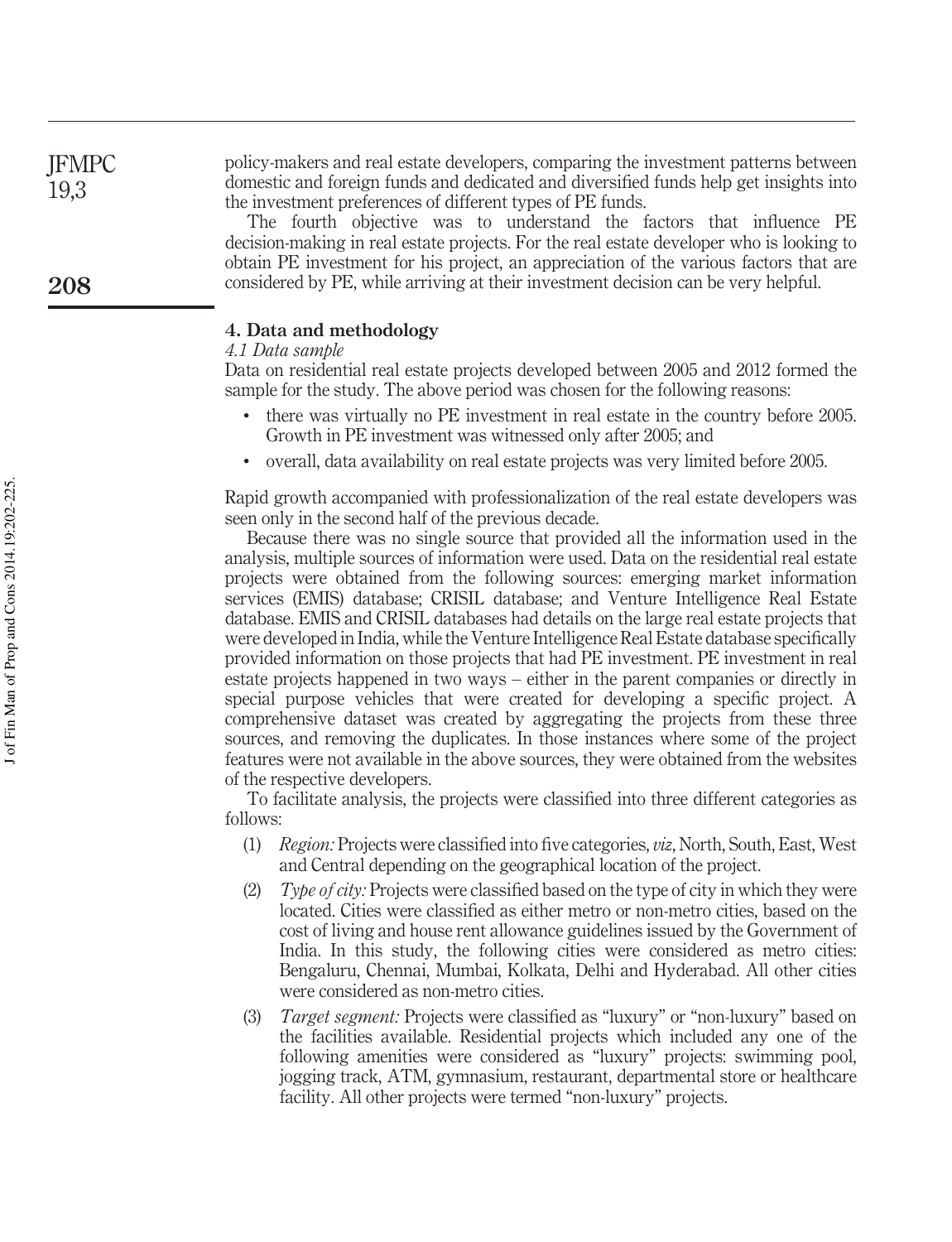policy-makers and real estate developers, comparing the investment patterns between domestic and foreign funds and dedicated and diversified funds help get insights into the investment preferences of different types of PE funds.

The fourth objective was to understand the factors that influence PE decision-making in real estate projects. For the real estate developer who is looking to obtain PE investment for his project, an appreciation of the various factors that are considered by PE, while arriving at their investment decision can be very helpful.

## 4. Data and methodology

### *4.1 Data sample*

Data on residential real estate projects developed between 2005 and 2012 formed the sample for the study. The above period was chosen for the following reasons:

- there was virtually no PE investment in real estate in the country before 2005. Growth in PE investment was witnessed only after 2005; and
- overall, data availability on real estate projects was very limited before 2005.

Rapid growth accompanied with professionalization of the real estate developers was seen only in the second half of the previous decade.

Because there was no single source that provided all the information used in the analysis, multiple sources of information were used. Data on the residential real estate projects were obtained from the following sources: emerging market information services (EMIS) database; CRISIL database; and Venture Intelligence Real Estate database. EMIS and CRISIL databases had details on the large real estate projects that were developed in India, while the Venture Intelligence Real Estate database specifically provided information on those projects that had PE investment. PE investment in real estate projects happened in two ways – either in the parent companies or directly in special purpose vehicles that were created for developing a specific project. A comprehensive dataset was created by aggregating the projects from these three sources, and removing the duplicates. In those instances where some of the project features were not available in the above sources, they were obtained from the websites of the respective developers.

To facilitate analysis, the projects were classified into three different categories as follows:

1. *Region:* Projects were classified into five categories, *viz*, North, South, East, West and Central depending on the geographical location of the project.
2. *Type of city:* Projects were classified based on the type of city in which they were located. Cities were classified as either metro or non-metro cities, based on the cost of living and house rent allowance guidelines issued by the Government of India. In this study, the following cities were considered as metro cities: Bengaluru, Chennai, Mumbai, Kolkata, Delhi and Hyderabad. All other cities were considered as non-metro cities.
3. *Target segment:* Projects were classified as "luxury" or "non-luxury" based on the facilities available. Residential projects which included any one of the following amenities were considered as "luxury" projects: swimming pool, jogging track, ATM, gymnasium, restaurant, departmental store or healthcare facility. All other projects were termed "non-luxury" projects.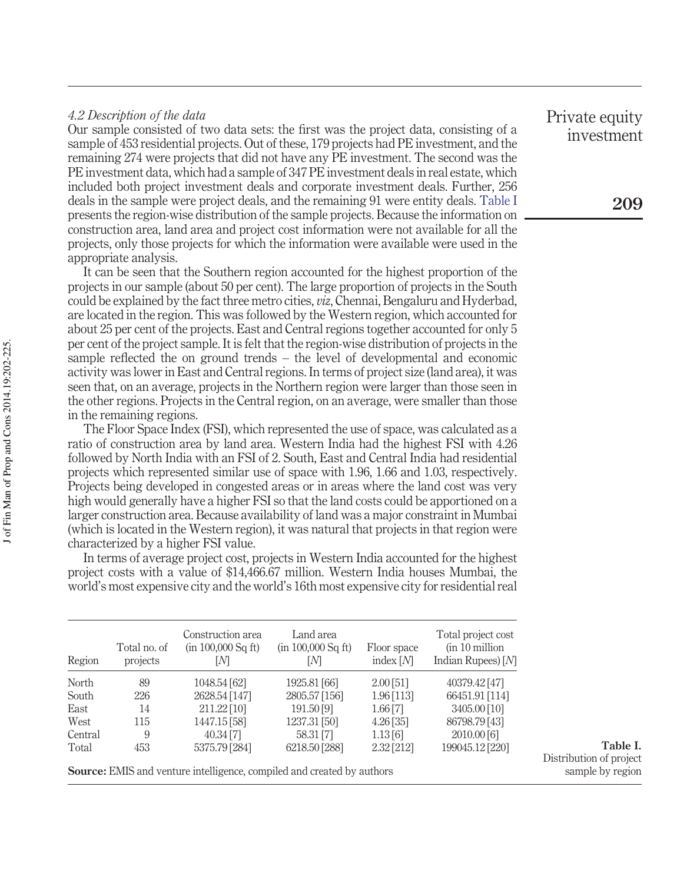### 4.2 Description of the data

Our sample consisted of two data sets: the first was the project data, consisting of a sample of 453 residential projects. Out of these, 179 projects had PE investment, and the remaining 274 were projects that did not have any PE investment. The second was the PE investment data, which had a sample of 347 PE investment deals in real estate, which included both project investment deals and corporate investment deals. Further, 256 deals in the sample were project deals, and the remaining 91 were entity deals. Table I presents the region-wise distribution of the sample projects. Because the information on construction area, land area and project cost information were not available for all the projects, only those projects for which the information were available were used in the appropriate analysis.

It can be seen that the Southern region accounted for the highest proportion of the projects in our sample (about 50 per cent). The large proportion of projects in the South could be explained by the fact three metro cities, *viz*, Chennai, Bengaluru and Hyderbad, are located in the region. This was followed by the Western region, which accounted for about 25 per cent of the projects. East and Central regions together accounted for only 5 per cent of the project sample. It is felt that the region-wise distribution of projects in the sample reflected the on ground trends – the level of developmental and economic activity was lower in East and Central regions. In terms of project size (land area), it was seen that, on an average, projects in the Northern region were larger than those seen in the other regions. Projects in the Central region, on an average, were smaller than those in the remaining regions.

The Floor Space Index (FSI), which represented the use of space, was calculated as a ratio of construction area by land area. Western India had the highest FSI with 4.26 followed by North India with an FSI of 2. South, East and Central India had residential projects which represented similar use of space with 1.96, 1.66 and 1.03, respectively. Projects being developed in congested areas or in areas where the land cost was very high would generally have a higher FSI so that the land costs could be apportioned on a larger construction area. Because availability of land was a major constraint in Mumbai (which is located in the Western region), it was natural that projects in that region were characterized by a higher FSI value.

In terms of average project cost, projects in Western India accounted for the highest project costs with a value of $14,466.67 million. Western India houses Mumbai, the world's most expensive city and the world's 16th most expensive city for residential real

| Region | Total no. of projects | Construction area (in 100,000 Sq ft) [*N*] | Land area (in 100,000 Sq ft) [*N*] | Floor space index [*N*] | Total project cost (in 10 million Indian Rupees) [*N*] |
|---|---|---|---|---|---|
| North | 89 | 1048.54 [62] | 1925.81 [66] | 2.00 [51] | 40379.42 [47] |
| South | 226 | 2628.54 [147] | 2805.57 [156] | 1.96 [113] | 66451.91 [114] |
| East | 14 | 211.22 [10] | 191.50 [9] | 1.66 [7] | 3405.00 [10] |
| West | 115 | 1447.15 [58] | 1237.31 [50] | 4.26 [35] | 86798.79 [43] |
| Central | 9 | 40.34 [7] | 58.31 [7] | 1.13 [6] | 2010.00 [6] |
| Total | 453 | 5375.79 [284] | 6218.50 [288] | 2.32 [212] | 199045.12 [220] |

**Source:** EMIS and venture intelligence, compiled and created by authors

**Table I.** Distribution of project sample by region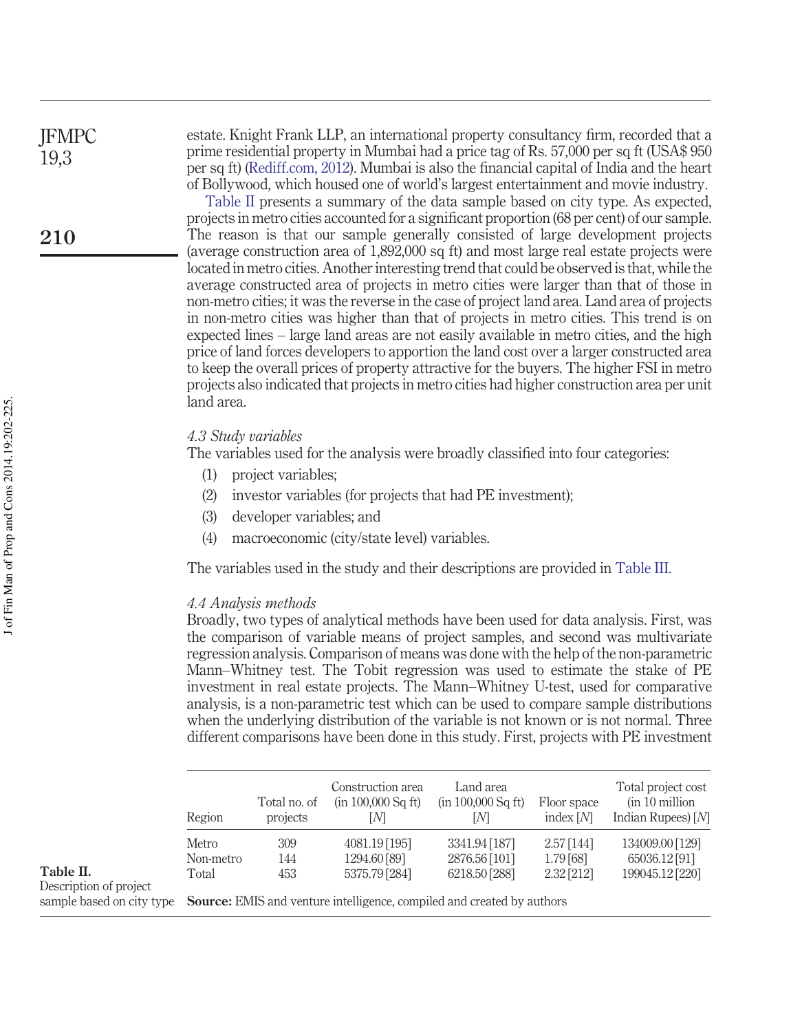estate. Knight Frank LLP, an international property consultancy firm, recorded that a prime residential property in Mumbai had a price tag of Rs. 57,000 per sq ft (USA$ 950 per sq ft) (Rediff.com, 2012). Mumbai is also the financial capital of India and the heart of Bollywood, which housed one of world's largest entertainment and movie industry.

Table II presents a summary of the data sample based on city type. As expected, projects in metro cities accounted for a significant proportion (68 per cent) of our sample. The reason is that our sample generally consisted of large development projects (average construction area of 1,892,000 sq ft) and most large real estate projects were located in metro cities. Another interesting trend that could be observed is that, while the average constructed area of projects in metro cities were larger than that of those in non-metro cities; it was the reverse in the case of project land area. Land area of projects in non-metro cities was higher than that of projects in metro cities. This trend is on expected lines – large land areas are not easily available in metro cities, and the high price of land forces developers to apportion the land cost over a larger constructed area to keep the overall prices of property attractive for the buyers. The higher FSI in metro projects also indicated that projects in metro cities had higher construction area per unit land area.

### 4.3 Study variables

The variables used for the analysis were broadly classified into four categories:

1. project variables;
2. investor variables (for projects that had PE investment);
3. developer variables; and
4. macroeconomic (city/state level) variables.

The variables used in the study and their descriptions are provided in Table III.

### 4.4 Analysis methods

Broadly, two types of analytical methods have been used for data analysis. First, was the comparison of variable means of project samples, and second was multivariate regression analysis. Comparison of means was done with the help of the non-parametric Mann–Whitney test. The Tobit regression was used to estimate the stake of PE investment in real estate projects. The Mann–Whitney U-test, used for comparative analysis, is a non-parametric test which can be used to compare sample distributions when the underlying distribution of the variable is not known or is not normal. Three different comparisons have been done in this study. First, projects with PE investment

| Region | Total no. of projects | Construction area (in 100,000 Sq ft) [*N*] | Land area (in 100,000 Sq ft) [*N*] | Floor space index [*N*] | Total project cost (in 10 million Indian Rupees) [*N*] |
|---|---|---|---|---|---|
| Metro | 309 | 4081.19 [195] | 3341.94 [187] | 2.57 [144] | 134009.00 [129] |
| Non-metro | 144 | 1294.60 [89] | 2876.56 [101] | 1.79 [68] | 65036.12 [91] |
| Total | 453 | 5375.79 [284] | 6218.50 [288] | 2.32 [212] | 199045.12 [220] |

**Source:** EMIS and venture intelligence, compiled and created by authors

**Table II.** Description of project sample based on city type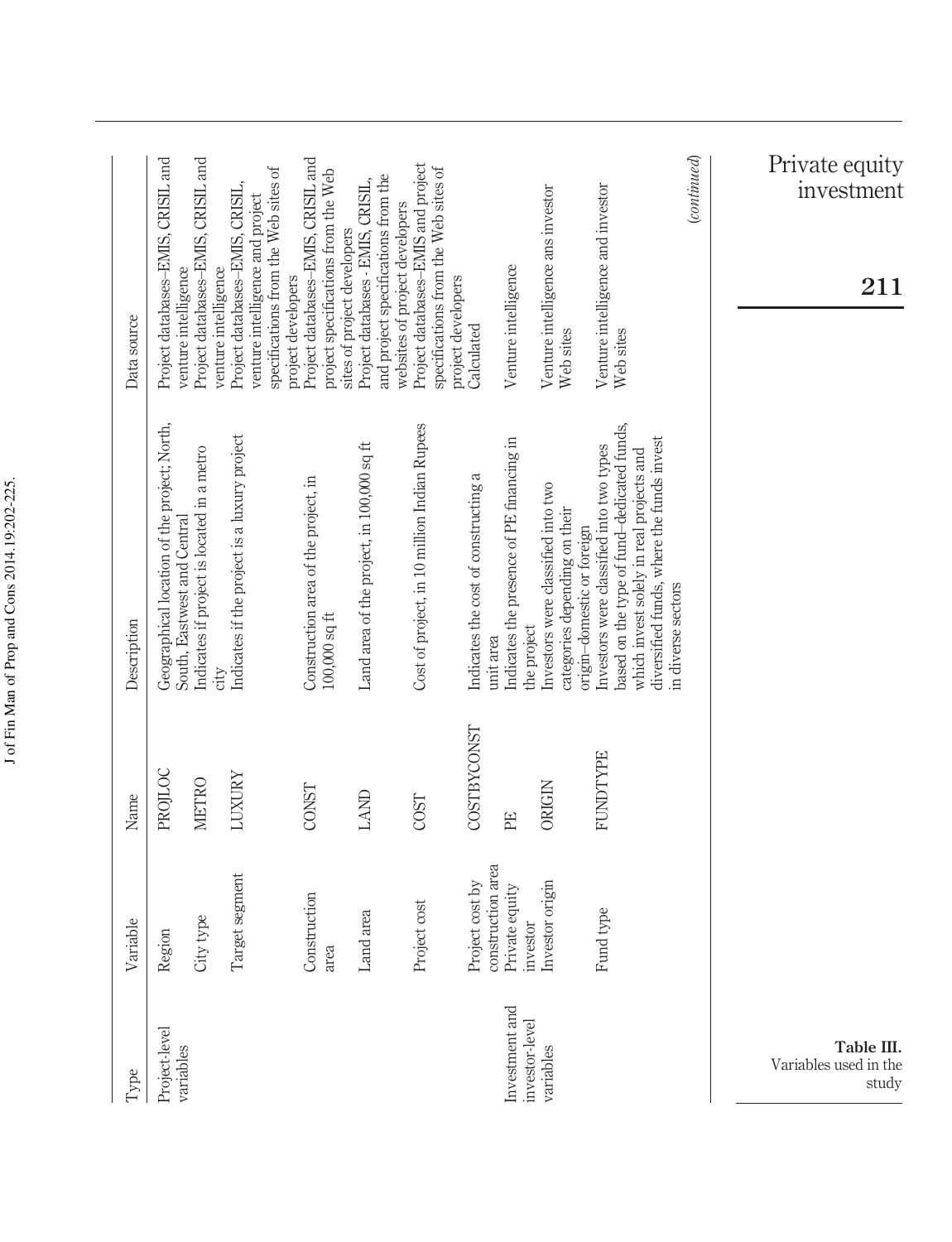**Table III.** Variables used in the study

| Type | Variable | Name | Description | Data source |
|---|---|---|---|---|
| Project-level variables | Region | PROJLOC | Geographical location of the project; North, South, Eastwest and Central | Project databases–EMIS, CRISIL and venture intelligence |
| | City type | METRO | Indicates if project is located in a metro city | Project databases–EMIS, CRISIL and venture intelligence |
| | Target segment | LUXURY | Indicates if the project is a luxury project | Project databases–EMIS, CRISIL, venture intelligence and project specifications from the Web sites of project developers |
| | Construction area | CONST | Construction area of the project, in 100,000 sq ft | Project databases–EMIS, CRISIL and project specifications from the Web sites of project developers |
| | Land area | LAND | Land area of the project, in 100,000 sq ft | Project databases - EMIS, CRISIL, and project specifications from the websites of project developers |
| | Project cost | COST | Cost of project, in 10 million Indian Rupees | Project databases–EMIS and project specifications from the Web sites of project developers |
| | Project cost by construction area | COSTBYCONST | Indicates the cost of constructing a unit area | Calculated |
| Investment and investor-level variables | Private equity investor | PE | Indicates the presence of PE financing in the project | Venture intelligence |
| | Investor origin | ORIGIN | Investors were classified into two categories depending on their origin–domestic or foreign | Venture intelligence ans investor Web sites |
| | Fund type | FUNDTYPE | Investors were classified into two types based on the type of fund–dedicated funds, which invest solely in real projects and diversified funds, where the funds invest in diverse sectors | Venture intelligence and investor Web sites |

(*continued*)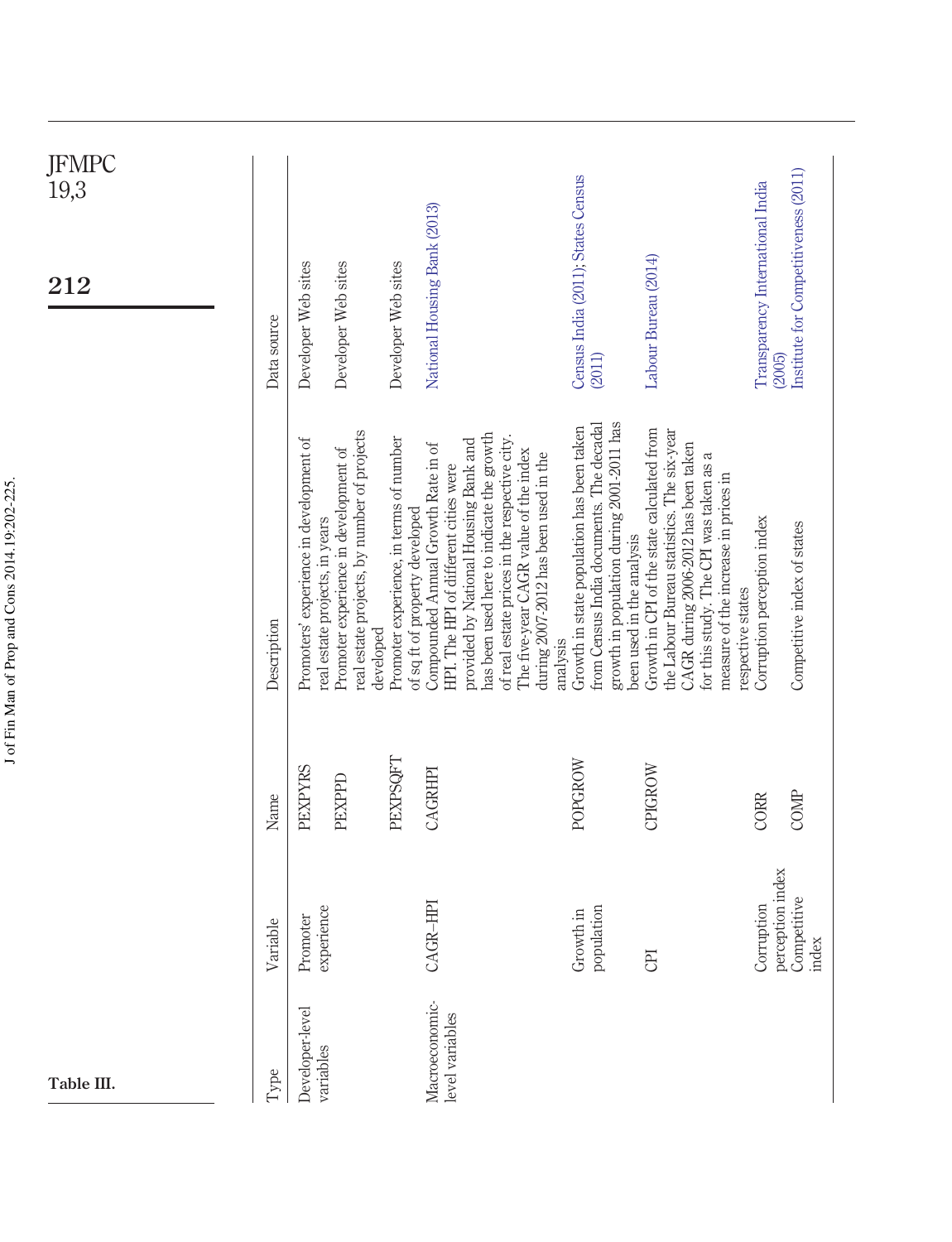Table III.

| Type | Variable | Name | Description | Data source |
|---|---|---|---|---|
| Developer-level variables | Promoter experience | PEXPYRS | Promoters' experience in development of real estate projects, in years | Developer Web sites |
| | | PEXPPD | Promoter experience in development of real estate projects, by number of projects developed | Developer Web sites |
| | | PEXPSQFT | Promoter experience, in terms of number of sq ft of property developed | Developer Web sites |
| Macroeconomic-level variables | CAGR–HPI | CAGRHPI | Compounded Annual Growth Rate in of HPI. The HPI of different cities were provided by National Housing Bank and has been used here to indicate the growth of real estate prices in the respective city. The five-year CAGR value of the index during 2007-2012 has been used in the analysis | National Housing Bank (2013) |
| | Growth in population | POPGROW | Growth in state population has been taken from Census India documents. The decadal growth in population during 2001-2011 has been used in the analysis | Census India (2011); States Census (2011) |
| | CPI | CPIGROW | Growth in CPI of the state calculated from the Labour Bureau statistics. The six-year CAGR during 2006-2012 has been taken for this study. The CPI was taken as a measure of the increase in prices in respective states | Labour Bureau (2014) |
| | Corruption perception index | CORR | Corruption perception index | Transparency International India (2005) |
| | Competitive index | COMP | Competitive index of states | Institute for Competitiveness (2011) |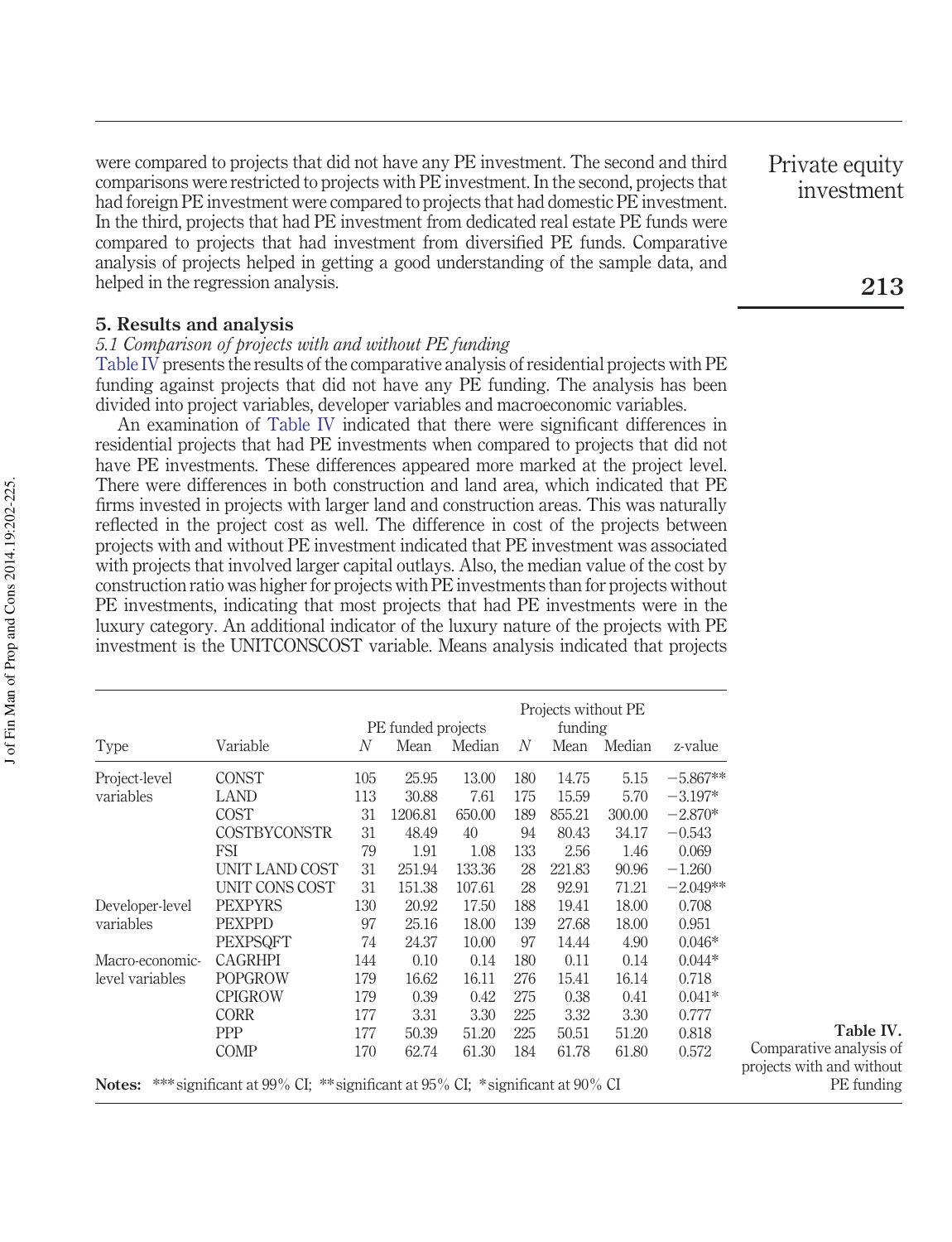were compared to projects that did not have any PE investment. The second and third comparisons were restricted to projects with PE investment. In the second, projects that had foreign PE investment were compared to projects that had domestic PE investment. In the third, projects that had PE investment from dedicated real estate PE funds were compared to projects that had investment from diversified PE funds. Comparative analysis of projects helped in getting a good understanding of the sample data, and helped in the regression analysis.

## 5. Results and analysis

### *5.1 Comparison of projects with and without PE funding*

Table IV presents the results of the comparative analysis of residential projects with PE funding against projects that did not have any PE funding. The analysis has been divided into project variables, developer variables and macroeconomic variables.

An examination of Table IV indicated that there were significant differences in residential projects that had PE investments when compared to projects that did not have PE investments. These differences appeared more marked at the project level. There were differences in both construction and land area, which indicated that PE firms invested in projects with larger land and construction areas. This was naturally reflected in the project cost as well. The difference in cost of the projects between projects with and without PE investment indicated that PE investment was associated with projects that involved larger capital outlays. Also, the median value of the cost by construction ratio was higher for projects with PE investments than for projects without PE investments, indicating that most projects that had PE investments were in the luxury category. An additional indicator of the luxury nature of the projects with PE investment is the UNITCONSCOST variable. Means analysis indicated that projects

| Type | Variable | PE funded projects | | | Projects without PE funding | | | z-value |
|---|---|---|---|---|---|---|---|---|
| | | *N* | Mean | Median | *N* | Mean | Median | |
| Project-level variables | CONST | 105 | 25.95 | 13.00 | 180 | 14.75 | 5.15 | −5.867** |
| | LAND | 113 | 30.88 | 7.61 | 175 | 15.59 | 5.70 | −3.197* |
| | COST | 31 | 1206.81 | 650.00 | 189 | 855.21 | 300.00 | −2.870* |
| | COSTBYCONSTR | 31 | 48.49 | 40 | 94 | 80.43 | 34.17 | −0.543 |
| | FSI | 79 | 1.91 | 1.08 | 133 | 2.56 | 1.46 | 0.069 |
| | UNIT LAND COST | 31 | 251.94 | 133.36 | 28 | 221.83 | 90.96 | −1.260 |
| | UNIT CONS COST | 31 | 151.38 | 107.61 | 28 | 92.91 | 71.21 | −2.049** |
| Developer-level variables | PEXPYRS | 130 | 20.92 | 17.50 | 188 | 19.41 | 18.00 | 0.708 |
| | PEXPPD | 97 | 25.16 | 18.00 | 139 | 27.68 | 18.00 | 0.951 |
| | PEXPSQFT | 74 | 24.37 | 10.00 | 97 | 14.44 | 4.90 | 0.046* |
| Macro-economic-level variables | CAGRHPI | 144 | 0.10 | 0.14 | 180 | 0.11 | 0.14 | 0.044* |
| | POPGROW | 179 | 16.62 | 16.11 | 276 | 15.41 | 16.14 | 0.718 |
| | CPIGROW | 179 | 0.39 | 0.42 | 275 | 0.38 | 0.41 | 0.041* |
| | CORR | 177 | 3.31 | 3.30 | 225 | 3.32 | 3.30 | 0.777 |
| | PPP | 177 | 50.39 | 51.20 | 225 | 50.51 | 51.20 | 0.818 |
| | COMP | 170 | 62.74 | 61.30 | 184 | 61.78 | 61.80 | 0.572 |

**Notes:** ***significant at 99% CI; **significant at 95% CI; *significant at 90% CI

**Table IV.** Comparative analysis of projects with and without PE funding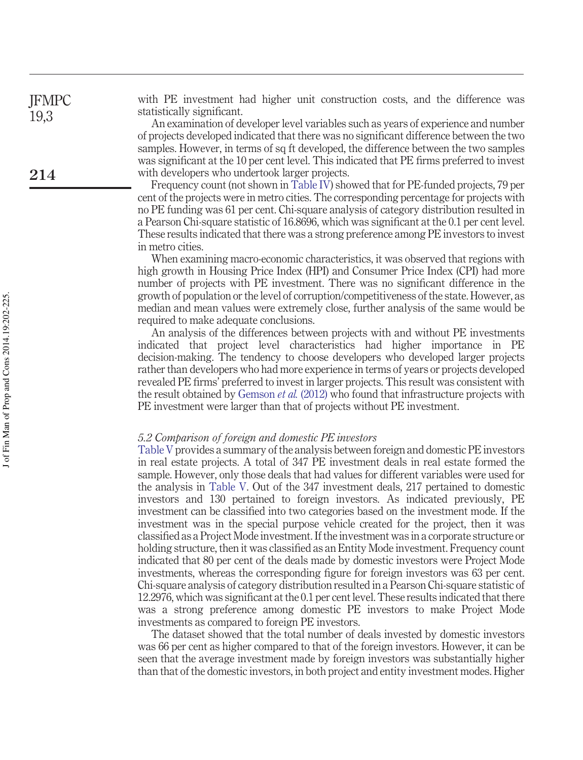with PE investment had higher unit construction costs, and the difference was statistically significant.

An examination of developer level variables such as years of experience and number of projects developed indicated that there was no significant difference between the two samples. However, in terms of sq ft developed, the difference between the two samples was significant at the 10 per cent level. This indicated that PE firms preferred to invest with developers who undertook larger projects.

Frequency count (not shown in Table IV) showed that for PE-funded projects, 79 per cent of the projects were in metro cities. The corresponding percentage for projects with no PE funding was 61 per cent. Chi-square analysis of category distribution resulted in a Pearson Chi-square statistic of 16.8696, which was significant at the 0.1 per cent level. These results indicated that there was a strong preference among PE investors to invest in metro cities.

When examining macro-economic characteristics, it was observed that regions with high growth in Housing Price Index (HPI) and Consumer Price Index (CPI) had more number of projects with PE investment. There was no significant difference in the growth of population or the level of corruption/competitiveness of the state. However, as median and mean values were extremely close, further analysis of the same would be required to make adequate conclusions.

An analysis of the differences between projects with and without PE investments indicated that project level characteristics had higher importance in PE decision-making. The tendency to choose developers who developed larger projects rather than developers who had more experience in terms of years or projects developed revealed PE firms' preferred to invest in larger projects. This result was consistent with the result obtained by Gemson *et al.* (2012) who found that infrastructure projects with PE investment were larger than that of projects without PE investment.

### *5.2 Comparison of foreign and domestic PE investors*

Table V provides a summary of the analysis between foreign and domestic PE investors in real estate projects. A total of 347 PE investment deals in real estate formed the sample. However, only those deals that had values for different variables were used for the analysis in Table V. Out of the 347 investment deals, 217 pertained to domestic investors and 130 pertained to foreign investors. As indicated previously, PE investment can be classified into two categories based on the investment mode. If the investment was in the special purpose vehicle created for the project, then it was classified as a Project Mode investment. If the investment was in a corporate structure or holding structure, then it was classified as an Entity Mode investment. Frequency count indicated that 80 per cent of the deals made by domestic investors were Project Mode investments, whereas the corresponding figure for foreign investors was 63 per cent. Chi-square analysis of category distribution resulted in a Pearson Chi-square statistic of 12.2976, which was significant at the 0.1 per cent level. These results indicated that there was a strong preference among domestic PE investors to make Project Mode investments as compared to foreign PE investors.

The dataset showed that the total number of deals invested by domestic investors was 66 per cent as higher compared to that of the foreign investors. However, it can be seen that the average investment made by foreign investors was substantially higher than that of the domestic investors, in both project and entity investment modes. Higher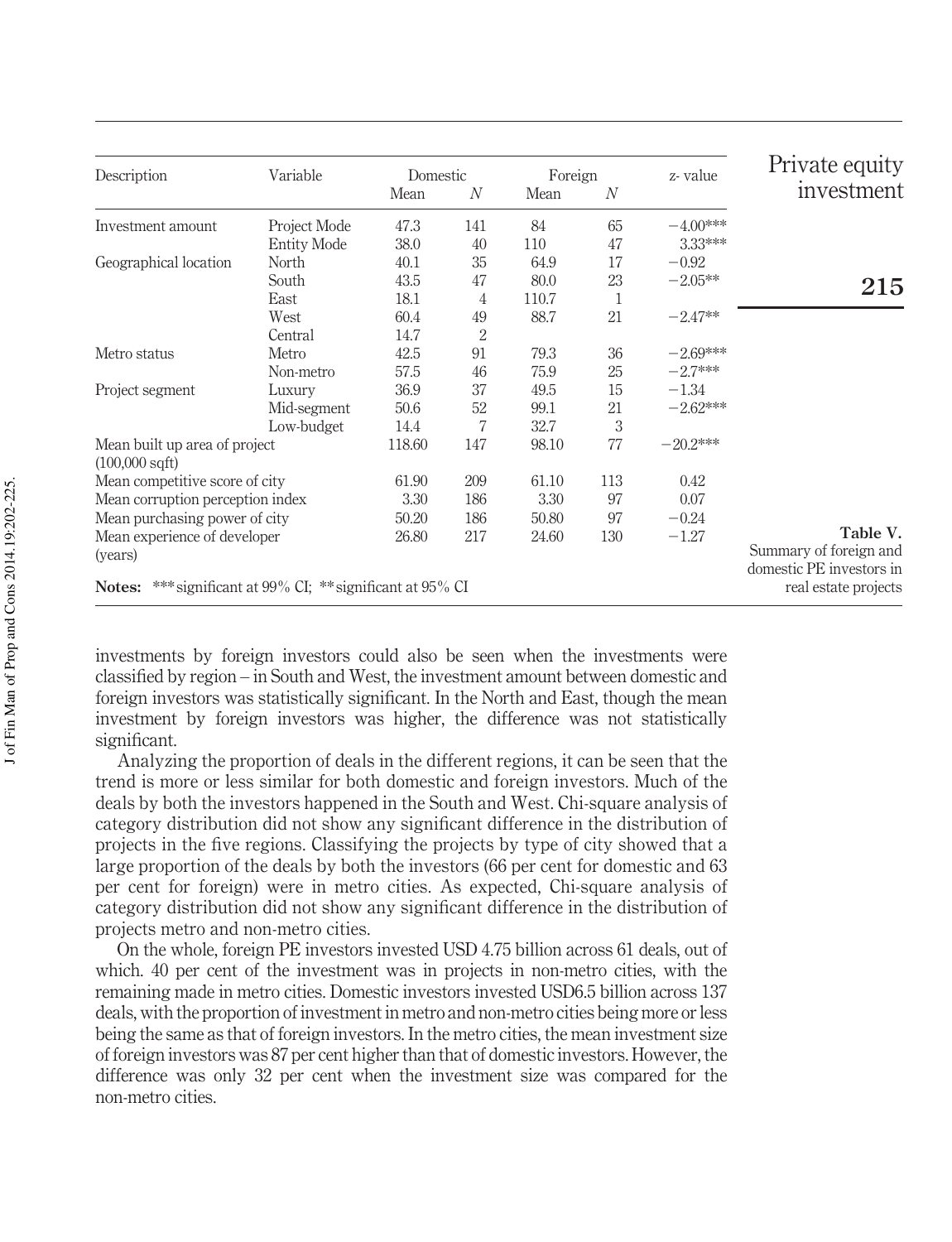| Description | Variable | Domestic | | Foreign | | z- value |
|---|---|---|---|---|---|---|
| | | Mean | $N$ | Mean | $N$ | |
| Investment amount | Project Mode | 47.3 | 141 | 84 | 65 | −4.00*** |
| | Entity Mode | 38.0 | 40 | 110 | 47 | 3.33*** |
| Geographical location | North | 40.1 | 35 | 64.9 | 17 | −0.92 |
| | South | 43.5 | 47 | 80.0 | 23 | −2.05** |
| | East | 18.1 | 4 | 110.7 | 1 | |
| | West | 60.4 | 49 | 88.7 | 21 | −2.47** |
| | Central | 14.7 | 2 | | | |
| Metro status | Metro | 42.5 | 91 | 79.3 | 36 | −2.69*** |
| | Non-metro | 57.5 | 46 | 75.9 | 25 | −2.7*** |
| Project segment | Luxury | 36.9 | 37 | 49.5 | 15 | −1.34 |
| | Mid-segment | 50.6 | 52 | 99.1 | 21 | −2.62*** |
| | Low-budget | 14.4 | 7 | 32.7 | 3 | |
| Mean built up area of project (100,000 sqft) | | 118.60 | 147 | 98.10 | 77 | −20.2*** |
| Mean competitive score of city | | 61.90 | 209 | 61.10 | 113 | 0.42 |
| Mean corruption perception index | | 3.30 | 186 | 3.30 | 97 | 0.07 |
| Mean purchasing power of city | | 50.20 | 186 | 50.80 | 97 | −0.24 |
| Mean experience of developer (years) | | 26.80 | 217 | 24.60 | 130 | −1.27 |

**Notes:** ***significant at 99% CI; **significant at 95% CI

**Table V.** Summary of foreign and domestic PE investors in real estate projects

investments by foreign investors could also be seen when the investments were classified by region – in South and West, the investment amount between domestic and foreign investors was statistically significant. In the North and East, though the mean investment by foreign investors was higher, the difference was not statistically significant.

Analyzing the proportion of deals in the different regions, it can be seen that the trend is more or less similar for both domestic and foreign investors. Much of the deals by both the investors happened in the South and West. Chi-square analysis of category distribution did not show any significant difference in the distribution of projects in the five regions. Classifying the projects by type of city showed that a large proportion of the deals by both the investors (66 per cent for domestic and 63 per cent for foreign) were in metro cities. As expected, Chi-square analysis of category distribution did not show any significant difference in the distribution of projects metro and non-metro cities.

On the whole, foreign PE investors invested USD 4.75 billion across 61 deals, out of which. 40 per cent of the investment was in projects in non-metro cities, with the remaining made in metro cities. Domestic investors invested USD6.5 billion across 137 deals, with the proportion of investment in metro and non-metro cities being more or less being the same as that of foreign investors. In the metro cities, the mean investment size of foreign investors was 87 per cent higher than that of domestic investors. However, the difference was only 32 per cent when the investment size was compared for the non-metro cities.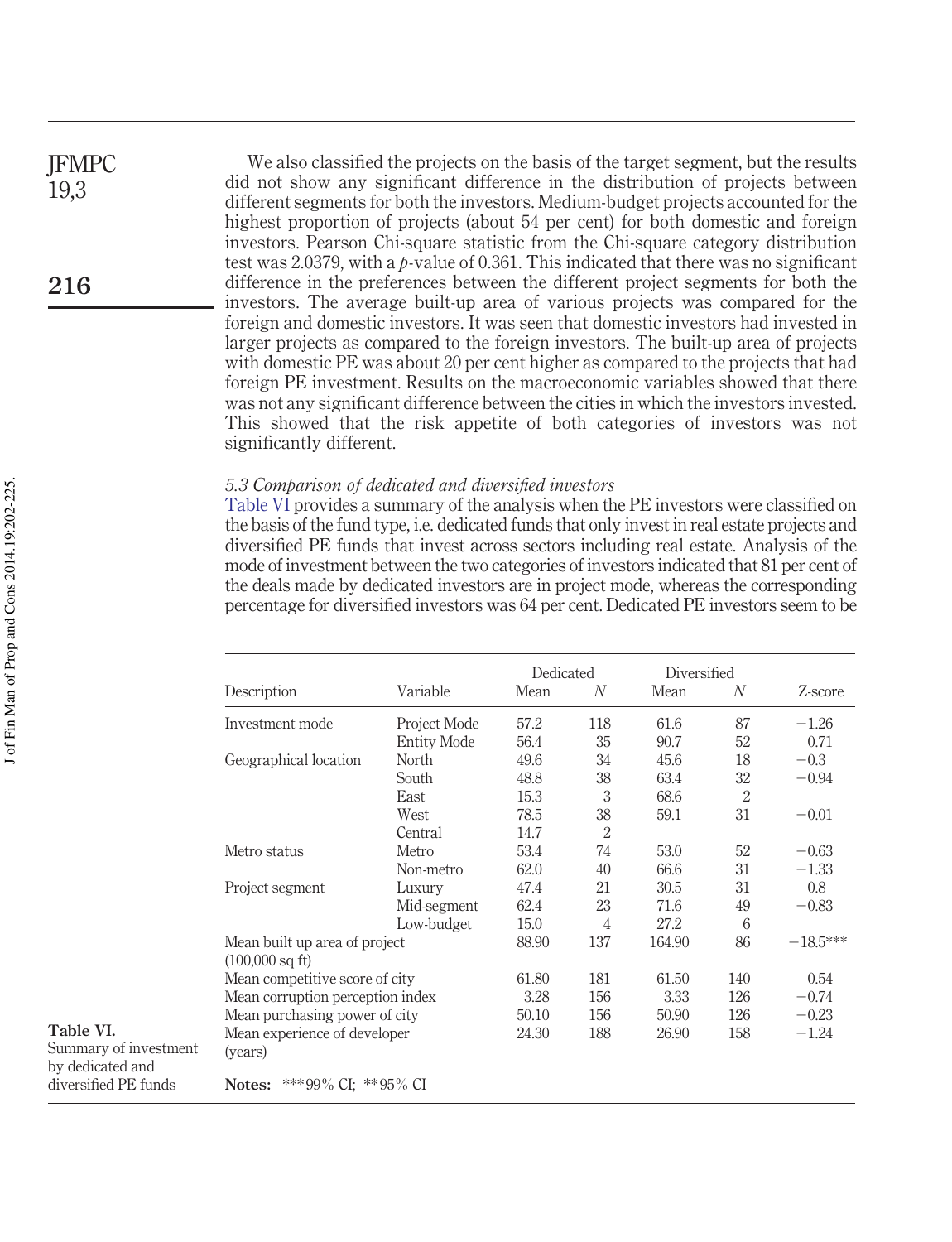We also classified the projects on the basis of the target segment, but the results did not show any significant difference in the distribution of projects between different segments for both the investors. Medium-budget projects accounted for the highest proportion of projects (about 54 per cent) for both domestic and foreign investors. Pearson Chi-square statistic from the Chi-square category distribution test was 2.0379, with a $p$-value of 0.361. This indicated that there was no significant difference in the preferences between the different project segments for both the investors. The average built-up area of various projects was compared for the foreign and domestic investors. It was seen that domestic investors had invested in larger projects as compared to the foreign investors. The built-up area of projects with domestic PE was about 20 per cent higher as compared to the projects that had foreign PE investment. Results on the macroeconomic variables showed that there was not any significant difference between the cities in which the investors invested. This showed that the risk appetite of both categories of investors was not significantly different.

### 5.3 Comparison of dedicated and diversified investors

Table VI provides a summary of the analysis when the PE investors were classified on the basis of the fund type, i.e. dedicated funds that only invest in real estate projects and diversified PE funds that invest across sectors including real estate. Analysis of the mode of investment between the two categories of investors indicated that 81 per cent of the deals made by dedicated investors are in project mode, whereas the corresponding percentage for diversified investors was 64 per cent. Dedicated PE investors seem to be

**Table VI.** Summary of investment by dedicated and diversified PE funds

| Description | Variable | Dedicated Mean | Dedicated $N$ | Diversified Mean | Diversified $N$ | Z-score |
|---|---|---|---|---|---|---|
| Investment mode | Project Mode | 57.2 | 118 | 61.6 | 87 | −1.26 |
| | Entity Mode | 56.4 | 35 | 90.7 | 52 | 0.71 |
| Geographical location | North | 49.6 | 34 | 45.6 | 18 | −0.3 |
| | South | 48.8 | 38 | 63.4 | 32 | −0.94 |
| | East | 15.3 | 3 | 68.6 | 2 | |
| | West | 78.5 | 38 | 59.1 | 31 | −0.01 |
| | Central | 14.7 | 2 | | | |
| Metro status | Metro | 53.4 | 74 | 53.0 | 52 | −0.63 |
| | Non-metro | 62.0 | 40 | 66.6 | 31 | −1.33 |
| Project segment | Luxury | 47.4 | 21 | 30.5 | 31 | 0.8 |
| | Mid-segment | 62.4 | 23 | 71.6 | 49 | −0.83 |
| | Low-budget | 15.0 | 4 | 27.2 | 6 | |
| Mean built up area of project (100,000 sq ft) | | 88.90 | 137 | 164.90 | 86 | −18.5*** |
| Mean competitive score of city | | 61.80 | 181 | 61.50 | 140 | 0.54 |
| Mean corruption perception index | | 3.28 | 156 | 3.33 | 126 | −0.74 |
| Mean purchasing power of city | | 50.10 | 156 | 50.90 | 126 | −0.23 |
| Mean experience of developer (years) | | 24.30 | 188 | 26.90 | 158 | −1.24 |

**Notes:** ***99% CI; **95% CI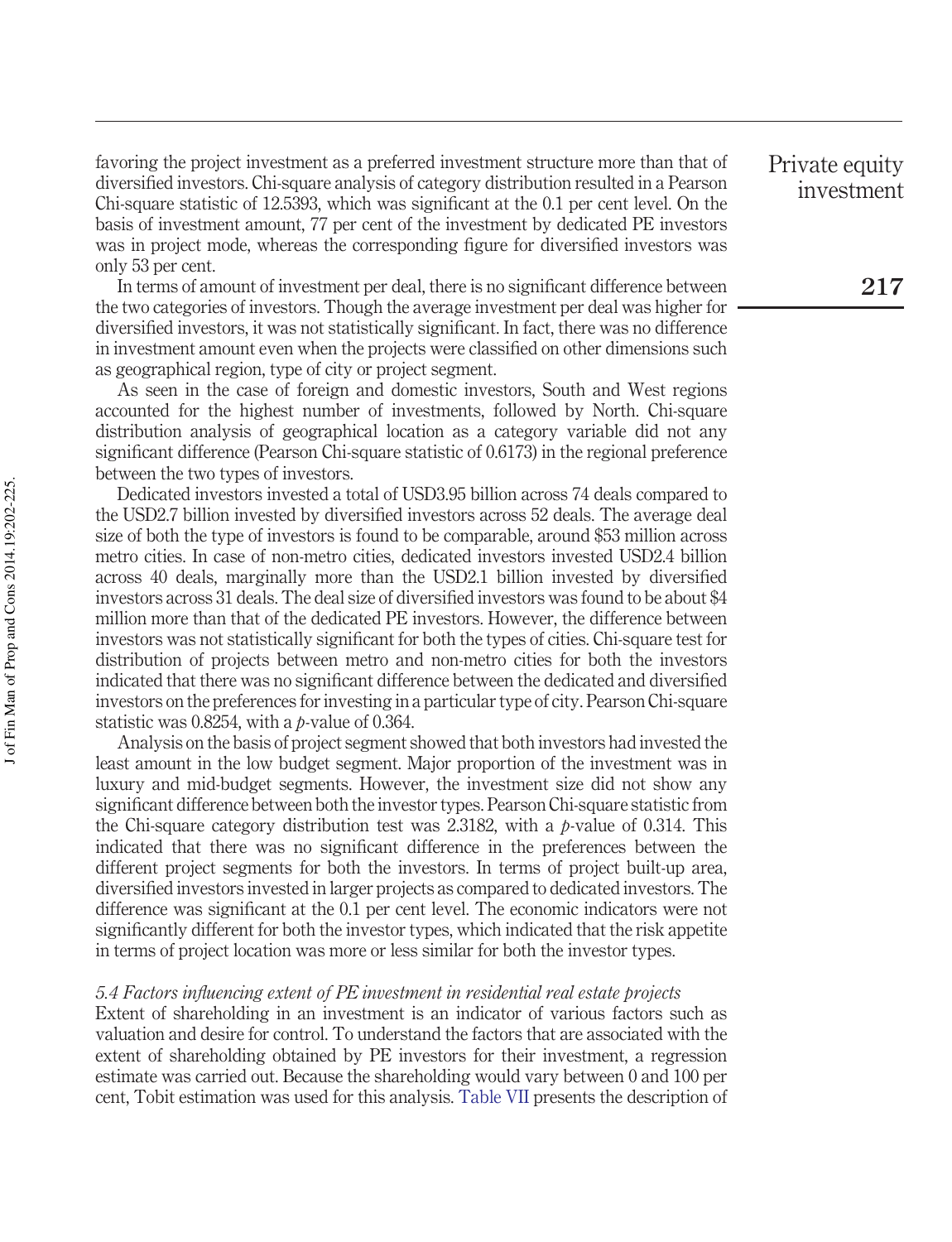favoring the project investment as a preferred investment structure more than that of diversified investors. Chi-square analysis of category distribution resulted in a Pearson Chi-square statistic of 12.5393, which was significant at the 0.1 per cent level. On the basis of investment amount, 77 per cent of the investment by dedicated PE investors was in project mode, whereas the corresponding figure for diversified investors was only 53 per cent.

In terms of amount of investment per deal, there is no significant difference between the two categories of investors. Though the average investment per deal was higher for diversified investors, it was not statistically significant. In fact, there was no difference in investment amount even when the projects were classified on other dimensions such as geographical region, type of city or project segment.

As seen in the case of foreign and domestic investors, South and West regions accounted for the highest number of investments, followed by North. Chi-square distribution analysis of geographical location as a category variable did not any significant difference (Pearson Chi-square statistic of 0.6173) in the regional preference between the two types of investors.

Dedicated investors invested a total of USD3.95 billion across 74 deals compared to the USD2.7 billion invested by diversified investors across 52 deals. The average deal size of both the type of investors is found to be comparable, around $53 million across metro cities. In case of non-metro cities, dedicated investors invested USD2.4 billion across 40 deals, marginally more than the USD2.1 billion invested by diversified investors across 31 deals. The deal size of diversified investors was found to be about $4 million more than that of the dedicated PE investors. However, the difference between investors was not statistically significant for both the types of cities. Chi-square test for distribution of projects between metro and non-metro cities for both the investors indicated that there was no significant difference between the dedicated and diversified investors on the preferences for investing in a particular type of city. Pearson Chi-square statistic was 0.8254, with a $p$-value of 0.364.

Analysis on the basis of project segment showed that both investors had invested the least amount in the low budget segment. Major proportion of the investment was in luxury and mid-budget segments. However, the investment size did not show any significant difference between both the investor types. Pearson Chi-square statistic from the Chi-square category distribution test was 2.3182, with a $p$-value of 0.314. This indicated that there was no significant difference in the preferences between the different project segments for both the investors. In terms of project built-up area, diversified investors invested in larger projects as compared to dedicated investors. The difference was significant at the 0.1 per cent level. The economic indicators were not significantly different for both the investor types, which indicated that the risk appetite in terms of project location was more or less similar for both the investor types.

### *5.4 Factors influencing extent of PE investment in residential real estate projects*

Extent of shareholding in an investment is an indicator of various factors such as valuation and desire for control. To understand the factors that are associated with the extent of shareholding obtained by PE investors for their investment, a regression estimate was carried out. Because the shareholding would vary between 0 and 100 per cent, Tobit estimation was used for this analysis. Table VII presents the description of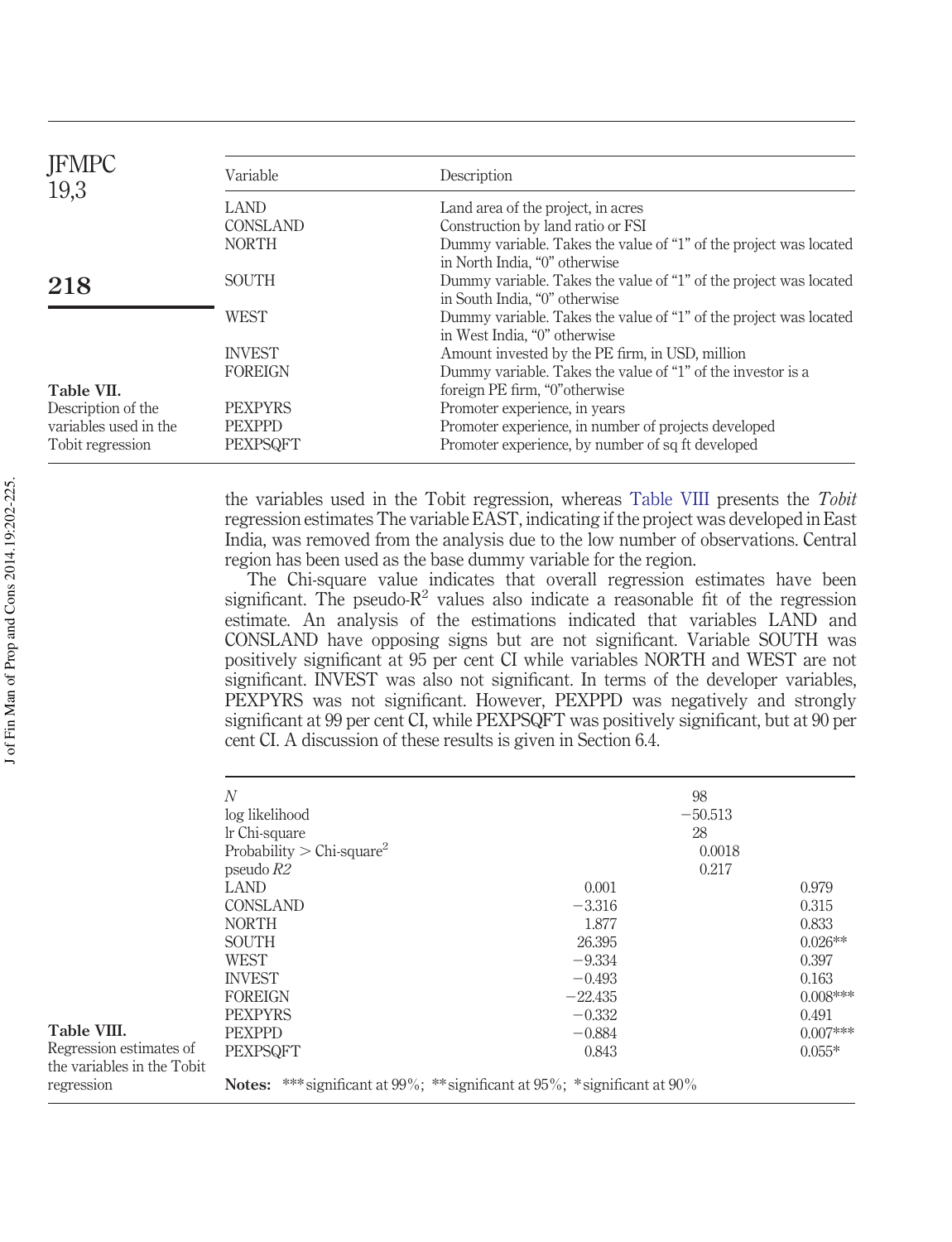**Table VII.** Description of the variables used in the Tobit regression

| Variable | Description |
| --- | --- |
| LAND | Land area of the project, in acres |
| CONSLAND | Construction by land ratio or FSI |
| NORTH | Dummy variable. Takes the value of "1" of the project was located in North India, "0" otherwise |
| SOUTH | Dummy variable. Takes the value of "1" of the project was located in South India, "0" otherwise |
| WEST | Dummy variable. Takes the value of "1" of the project was located in West India, "0" otherwise |
| INVEST | Amount invested by the PE firm, in USD, million |
| FOREIGN | Dummy variable. Takes the value of "1" of the investor is a foreign PE firm, "0"otherwise |
| PEXPYRS | Promoter experience, in years |
| PEXPPD | Promoter experience, in number of projects developed |
| PEXPSQFT | Promoter experience, by number of sq ft developed |

the variables used in the Tobit regression, whereas Table VIII presents the *Tobit* regression estimates The variable EAST, indicating if the project was developed in East India, was removed from the analysis due to the low number of observations. Central region has been used as the base dummy variable for the region.

The Chi-square value indicates that overall regression estimates have been significant. The pseudo-$R^2$ values also indicate a reasonable fit of the regression estimate. An analysis of the estimations indicated that variables LAND and CONSLAND have opposing signs but are not significant. Variable SOUTH was positively significant at 95 per cent CI while variables NORTH and WEST are not significant. INVEST was also not significant. In terms of the developer variables, PEXPYRS was not significant. However, PEXPPD was negatively and strongly significant at 99 per cent CI, while PEXPSQFT was positively significant, but at 90 per cent CI. A discussion of these results is given in Section 6.4.

**Table VIII.** Regression estimates of the variables in the Tobit regression

| | | |
| --- | --- | --- |
| *N* | 98 | |
| log likelihood | −50.513 | |
| lr Chi-square | 28 | |
| Probability > Chi-square[2] | 0.0018 | |
| pseudo *R2* | 0.217 | |
| LAND | 0.001 | 0.979 |
| CONSLAND | −3.316 | 0.315 |
| NORTH | 1.877 | 0.833 |
| SOUTH | 26.395 | 0.026** |
| WEST | −9.334 | 0.397 |
| INVEST | −0.493 | 0.163 |
| FOREIGN | −22.435 | 0.008*** |
| PEXPYRS | −0.332 | 0.491 |
| PEXPPD | −0.884 | 0.007*** |
| PEXPSQFT | 0.843 | 0.055* |

**Notes:** ***significant at 99%; **significant at 95%; *significant at 90%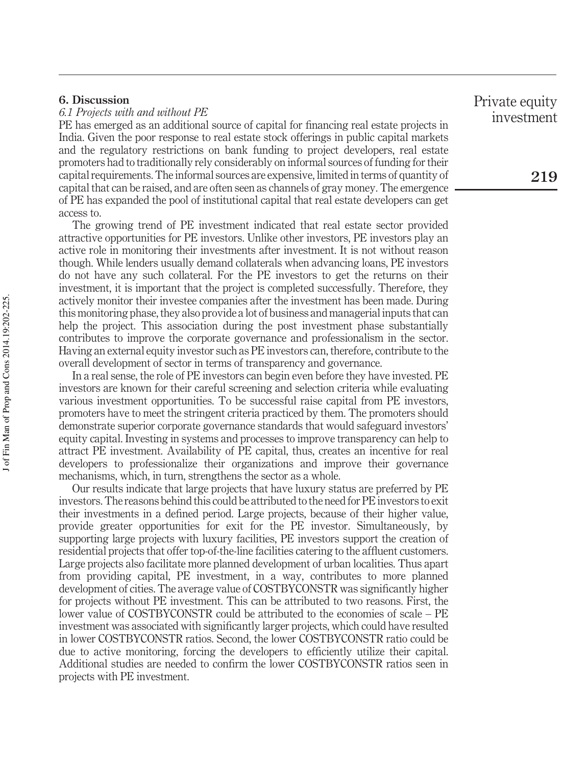## 6. Discussion

### *6.1 Projects with and without PE*

PE has emerged as an additional source of capital for financing real estate projects in India. Given the poor response to real estate stock offerings in public capital markets and the regulatory restrictions on bank funding to project developers, real estate promoters had to traditionally rely considerably on informal sources of funding for their capital requirements. The informal sources are expensive, limited in terms of quantity of capital that can be raised, and are often seen as channels of gray money. The emergence of PE has expanded the pool of institutional capital that real estate developers can get access to.

The growing trend of PE investment indicated that real estate sector provided attractive opportunities for PE investors. Unlike other investors, PE investors play an active role in monitoring their investments after investment. It is not without reason though. While lenders usually demand collaterals when advancing loans, PE investors do not have any such collateral. For the PE investors to get the returns on their investment, it is important that the project is completed successfully. Therefore, they actively monitor their investee companies after the investment has been made. During this monitoring phase, they also provide a lot of business and managerial inputs that can help the project. This association during the post investment phase substantially contributes to improve the corporate governance and professionalism in the sector. Having an external equity investor such as PE investors can, therefore, contribute to the overall development of sector in terms of transparency and governance.

In a real sense, the role of PE investors can begin even before they have invested. PE investors are known for their careful screening and selection criteria while evaluating various investment opportunities. To be successful raise capital from PE investors, promoters have to meet the stringent criteria practiced by them. The promoters should demonstrate superior corporate governance standards that would safeguard investors' equity capital. Investing in systems and processes to improve transparency can help to attract PE investment. Availability of PE capital, thus, creates an incentive for real developers to professionalize their organizations and improve their governance mechanisms, which, in turn, strengthens the sector as a whole.

Our results indicate that large projects that have luxury status are preferred by PE investors. The reasons behind this could be attributed to the need for PE investors to exit their investments in a defined period. Large projects, because of their higher value, provide greater opportunities for exit for the PE investor. Simultaneously, by supporting large projects with luxury facilities, PE investors support the creation of residential projects that offer top-of-the-line facilities catering to the affluent customers. Large projects also facilitate more planned development of urban localities. Thus apart from providing capital, PE investment, in a way, contributes to more planned development of cities. The average value of COSTBYCONSTR was significantly higher for projects without PE investment. This can be attributed to two reasons. First, the lower value of COSTBYCONSTR could be attributed to the economies of scale – PE investment was associated with significantly larger projects, which could have resulted in lower COSTBYCONSTR ratios. Second, the lower COSTBYCONSTR ratio could be due to active monitoring, forcing the developers to efficiently utilize their capital. Additional studies are needed to confirm the lower COSTBYCONSTR ratios seen in projects with PE investment.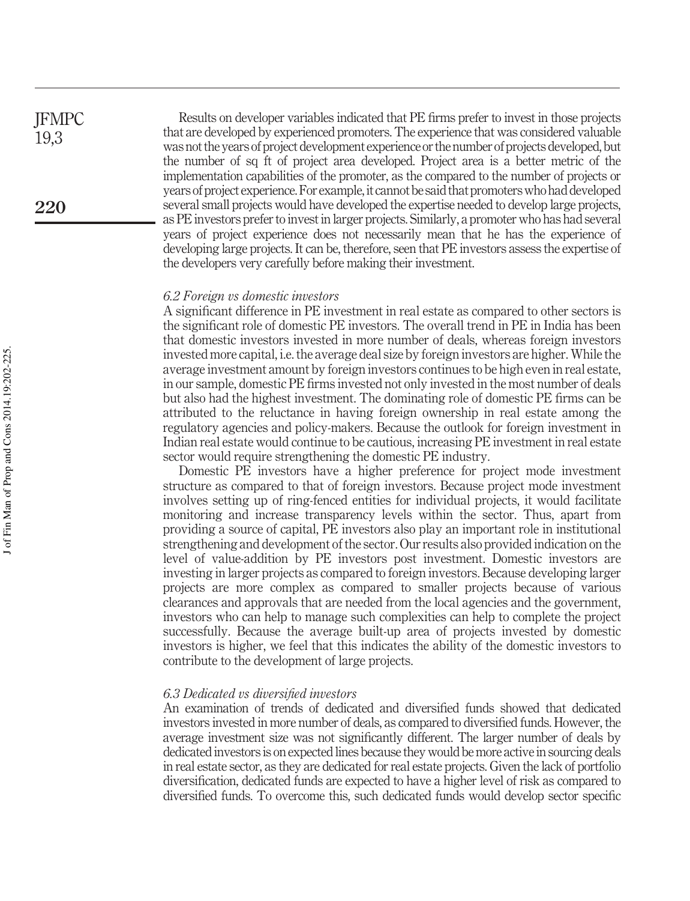Results on developer variables indicated that PE firms prefer to invest in those projects that are developed by experienced promoters. The experience that was considered valuable was not the years of project development experience or the number of projects developed, but the number of sq ft of project area developed. Project area is a better metric of the implementation capabilities of the promoter, as the compared to the number of projects or years of project experience. For example, it cannot be said that promoters who had developed several small projects would have developed the expertise needed to develop large projects, as PE investors prefer to invest in larger projects. Similarly, a promoter who has had several years of project experience does not necessarily mean that he has the experience of developing large projects. It can be, therefore, seen that PE investors assess the expertise of the developers very carefully before making their investment.

### *6.2 Foreign vs domestic investors*

A significant difference in PE investment in real estate as compared to other sectors is the significant role of domestic PE investors. The overall trend in PE in India has been that domestic investors invested in more number of deals, whereas foreign investors invested more capital, i.e. the average deal size by foreign investors are higher. While the average investment amount by foreign investors continues to be high even in real estate, in our sample, domestic PE firms invested not only invested in the most number of deals but also had the highest investment. The dominating role of domestic PE firms can be attributed to the reluctance in having foreign ownership in real estate among the regulatory agencies and policy-makers. Because the outlook for foreign investment in Indian real estate would continue to be cautious, increasing PE investment in real estate sector would require strengthening the domestic PE industry.

Domestic PE investors have a higher preference for project mode investment structure as compared to that of foreign investors. Because project mode investment involves setting up of ring-fenced entities for individual projects, it would facilitate monitoring and increase transparency levels within the sector. Thus, apart from providing a source of capital, PE investors also play an important role in institutional strengthening and development of the sector. Our results also provided indication on the level of value-addition by PE investors post investment. Domestic investors are investing in larger projects as compared to foreign investors. Because developing larger projects are more complex as compared to smaller projects because of various clearances and approvals that are needed from the local agencies and the government, investors who can help to manage such complexities can help to complete the project successfully. Because the average built-up area of projects invested by domestic investors is higher, we feel that this indicates the ability of the domestic investors to contribute to the development of large projects.

### *6.3 Dedicated vs diversified investors*

An examination of trends of dedicated and diversified funds showed that dedicated investors invested in more number of deals, as compared to diversified funds. However, the average investment size was not significantly different. The larger number of deals by dedicated investors is on expected lines because they would be more active in sourcing deals in real estate sector, as they are dedicated for real estate projects. Given the lack of portfolio diversification, dedicated funds are expected to have a higher level of risk as compared to diversified funds. To overcome this, such dedicated funds would develop sector specific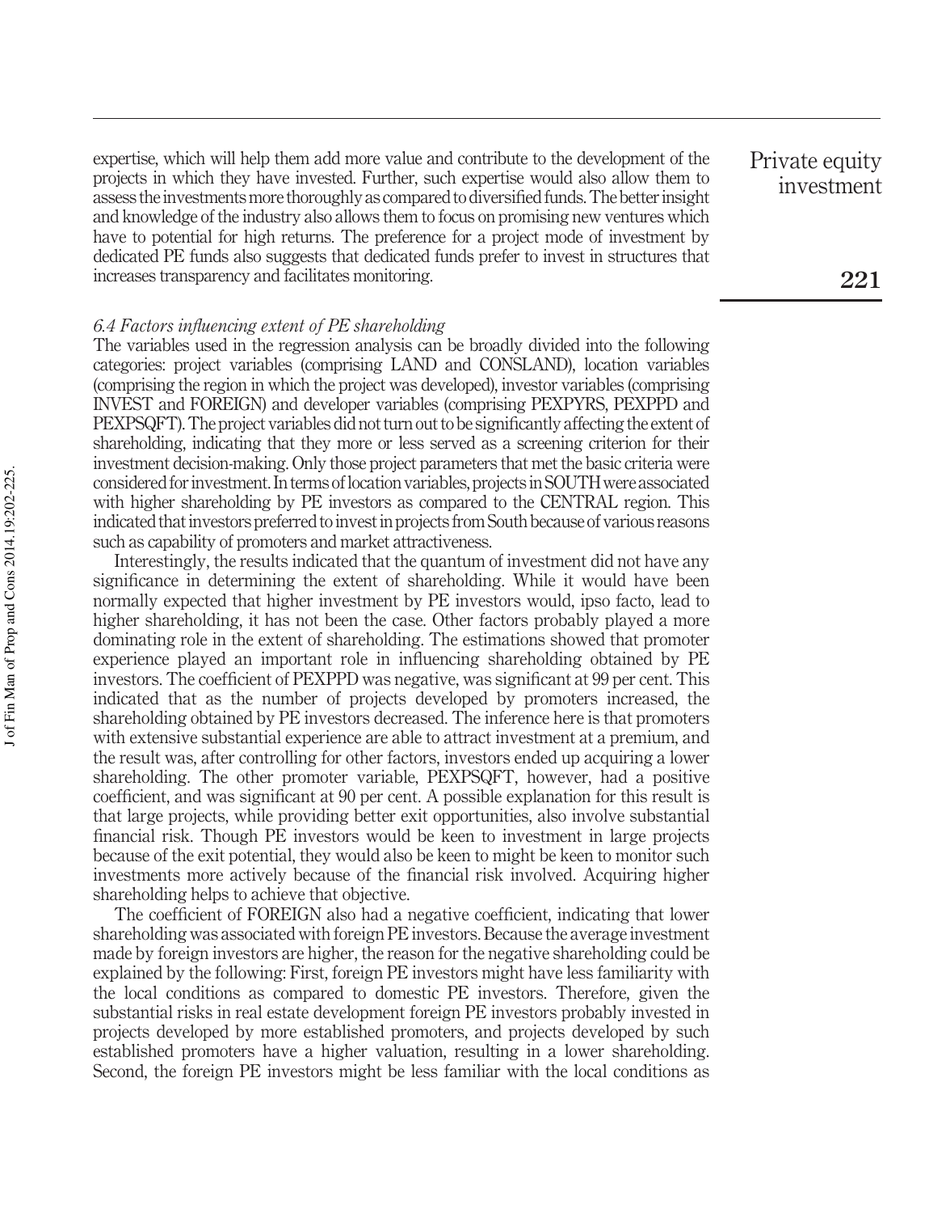expertise, which will help them add more value and contribute to the development of the projects in which they have invested. Further, such expertise would also allow them to assess the investments more thoroughly as compared to diversified funds. The better insight and knowledge of the industry also allows them to focus on promising new ventures which have to potential for high returns. The preference for a project mode of investment by dedicated PE funds also suggests that dedicated funds prefer to invest in structures that increases transparency and facilitates monitoring.

### *6.4 Factors influencing extent of PE shareholding*

The variables used in the regression analysis can be broadly divided into the following categories: project variables (comprising LAND and CONSLAND), location variables (comprising the region in which the project was developed), investor variables (comprising INVEST and FOREIGN) and developer variables (comprising PEXPYRS, PEXPPD and PEXPSQFT). The project variables did not turn out to be significantly affecting the extent of shareholding, indicating that they more or less served as a screening criterion for their investment decision-making. Only those project parameters that met the basic criteria were considered for investment. In terms of location variables, projects in SOUTH were associated with higher shareholding by PE investors as compared to the CENTRAL region. This indicated that investors preferred to invest in projects from South because of various reasons such as capability of promoters and market attractiveness.

Interestingly, the results indicated that the quantum of investment did not have any significance in determining the extent of shareholding. While it would have been normally expected that higher investment by PE investors would, ipso facto, lead to higher shareholding, it has not been the case. Other factors probably played a more dominating role in the extent of shareholding. The estimations showed that promoter experience played an important role in influencing shareholding obtained by PE investors. The coefficient of PEXPPD was negative, was significant at 99 per cent. This indicated that as the number of projects developed by promoters increased, the shareholding obtained by PE investors decreased. The inference here is that promoters with extensive substantial experience are able to attract investment at a premium, and the result was, after controlling for other factors, investors ended up acquiring a lower shareholding. The other promoter variable, PEXPSQFT, however, had a positive coefficient, and was significant at 90 per cent. A possible explanation for this result is that large projects, while providing better exit opportunities, also involve substantial financial risk. Though PE investors would be keen to investment in large projects because of the exit potential, they would also be keen to might be keen to monitor such investments more actively because of the financial risk involved. Acquiring higher shareholding helps to achieve that objective.

The coefficient of FOREIGN also had a negative coefficient, indicating that lower shareholding was associated with foreign PE investors. Because the average investment made by foreign investors are higher, the reason for the negative shareholding could be explained by the following: First, foreign PE investors might have less familiarity with the local conditions as compared to domestic PE investors. Therefore, given the substantial risks in real estate development foreign PE investors probably invested in projects developed by more established promoters, and projects developed by such established promoters have a higher valuation, resulting in a lower shareholding. Second, the foreign PE investors might be less familiar with the local conditions as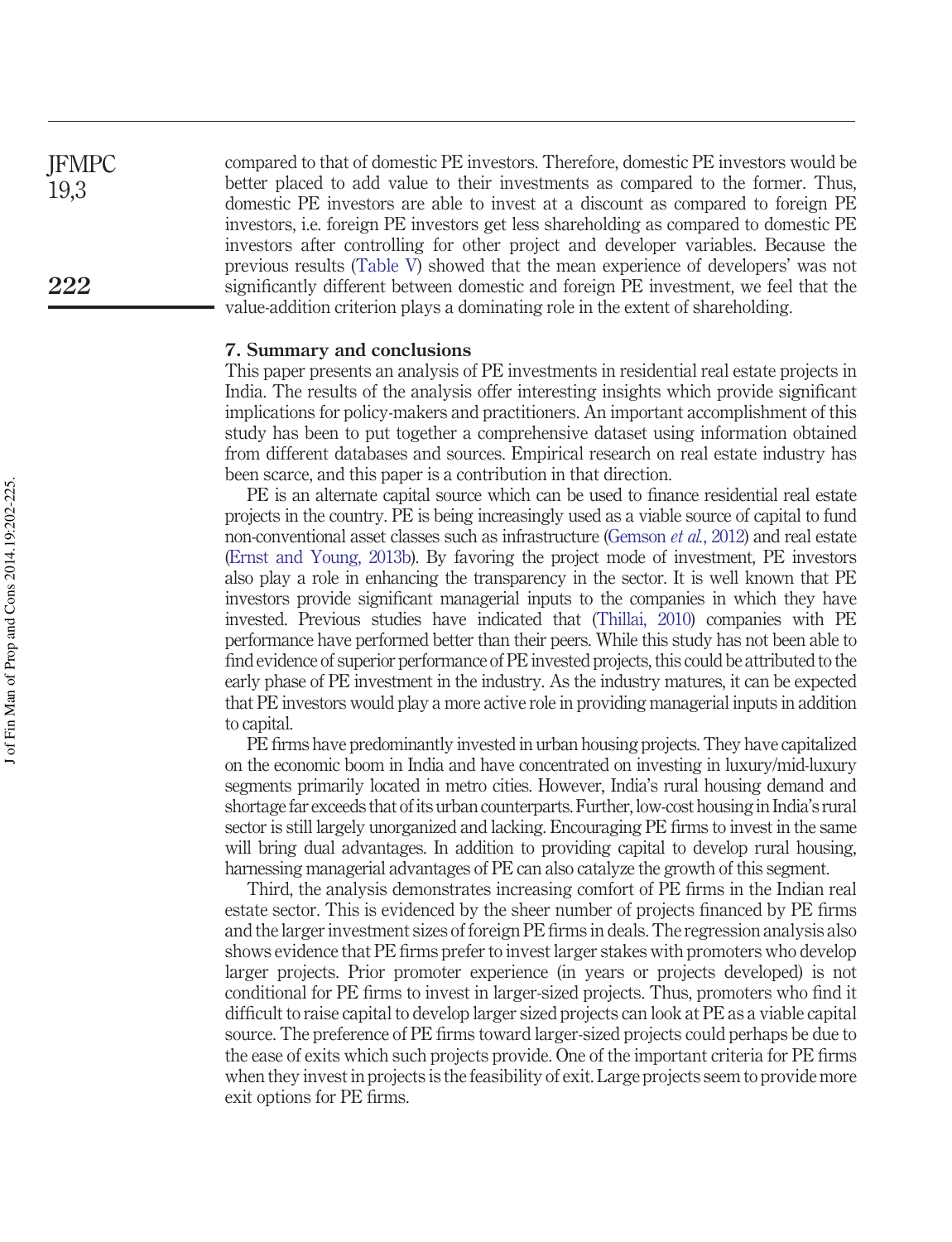compared to that of domestic PE investors. Therefore, domestic PE investors would be better placed to add value to their investments as compared to the former. Thus, domestic PE investors are able to invest at a discount as compared to foreign PE investors, i.e. foreign PE investors get less shareholding as compared to domestic PE investors after controlling for other project and developer variables. Because the previous results (Table V) showed that the mean experience of developers' was not significantly different between domestic and foreign PE investment, we feel that the value-addition criterion plays a dominating role in the extent of shareholding.

## 7. Summary and conclusions

This paper presents an analysis of PE investments in residential real estate projects in India. The results of the analysis offer interesting insights which provide significant implications for policy-makers and practitioners. An important accomplishment of this study has been to put together a comprehensive dataset using information obtained from different databases and sources. Empirical research on real estate industry has been scarce, and this paper is a contribution in that direction.

PE is an alternate capital source which can be used to finance residential real estate projects in the country. PE is being increasingly used as a viable source of capital to fund non-conventional asset classes such as infrastructure (Gemson *et al.*, 2012) and real estate (Ernst and Young, 2013b). By favoring the project mode of investment, PE investors also play a role in enhancing the transparency in the sector. It is well known that PE investors provide significant managerial inputs to the companies in which they have invested. Previous studies have indicated that (Thillai, 2010) companies with PE performance have performed better than their peers. While this study has not been able to find evidence of superior performance of PE invested projects, this could be attributed to the early phase of PE investment in the industry. As the industry matures, it can be expected that PE investors would play a more active role in providing managerial inputs in addition to capital.

PE firms have predominantly invested in urban housing projects. They have capitalized on the economic boom in India and have concentrated on investing in luxury/mid-luxury segments primarily located in metro cities. However, India's rural housing demand and shortage far exceeds that of its urban counterparts. Further, low-cost housing in India's rural sector is still largely unorganized and lacking. Encouraging PE firms to invest in the same will bring dual advantages. In addition to providing capital to develop rural housing, harnessing managerial advantages of PE can also catalyze the growth of this segment.

Third, the analysis demonstrates increasing comfort of PE firms in the Indian real estate sector. This is evidenced by the sheer number of projects financed by PE firms and the larger investment sizes of foreign PE firms in deals. The regression analysis also shows evidence that PE firms prefer to invest larger stakes with promoters who develop larger projects. Prior promoter experience (in years or projects developed) is not conditional for PE firms to invest in larger-sized projects. Thus, promoters who find it difficult to raise capital to develop larger sized projects can look at PE as a viable capital source. The preference of PE firms toward larger-sized projects could perhaps be due to the ease of exits which such projects provide. One of the important criteria for PE firms when they invest in projects is the feasibility of exit. Large projects seem to provide more exit options for PE firms.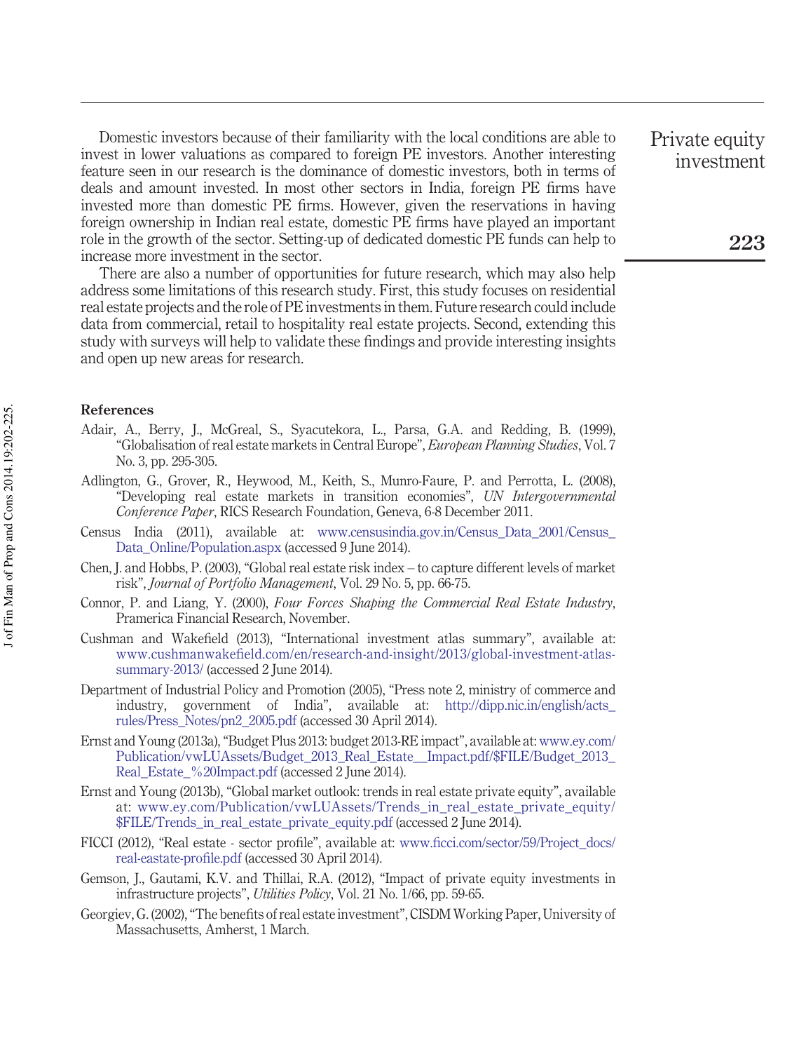Domestic investors because of their familiarity with the local conditions are able to invest in lower valuations as compared to foreign PE investors. Another interesting feature seen in our research is the dominance of domestic investors, both in terms of deals and amount invested. In most other sectors in India, foreign PE firms have invested more than domestic PE firms. However, given the reservations in having foreign ownership in Indian real estate, domestic PE firms have played an important role in the growth of the sector. Setting-up of dedicated domestic PE funds can help to increase more investment in the sector.

There are also a number of opportunities for future research, which may also help address some limitations of this research study. First, this study focuses on residential real estate projects and the role of PE investments in them. Future research could include data from commercial, retail to hospitality real estate projects. Second, extending this study with surveys will help to validate these findings and provide interesting insights and open up new areas for research.

## References

Adair, A., Berry, J., McGreal, S., Syacutekora, L., Parsa, G.A. and Redding, B. (1999), "Globalisation of real estate markets in Central Europe", *European Planning Studies*, Vol. 7 No. 3, pp. 295-305.

Adlington, G., Grover, R., Heywood, M., Keith, S., Munro-Faure, P. and Perrotta, L. (2008), "Developing real estate markets in transition economies", *UN Intergovernmental Conference Paper*, RICS Research Foundation, Geneva, 6-8 December 2011.

Census India (2011), available at: www.censusindia.gov.in/Census_Data_2001/Census_Data_Online/Population.aspx (accessed 9 June 2014).

Chen, J. and Hobbs, P. (2003), "Global real estate risk index – to capture different levels of market risk", *Journal of Portfolio Management*, Vol. 29 No. 5, pp. 66-75.

Connor, P. and Liang, Y. (2000), *Four Forces Shaping the Commercial Real Estate Industry*, Pramerica Financial Research, November.

Cushman and Wakefield (2013), "International investment atlas summary", available at: www.cushmanwakefield.com/en/research-and-insight/2013/global-investment-atlas-summary-2013/ (accessed 2 June 2014).

Department of Industrial Policy and Promotion (2005), "Press note 2, ministry of commerce and industry, government of India", available at: http://dipp.nic.in/english/acts_rules/Press_Notes/pn2_2005.pdf (accessed 30 April 2014).

Ernst and Young (2013a), "Budget Plus 2013: budget 2013-RE impact", available at: www.ey.com/Publication/vwLUAssets/Budget_2013_Real_Estate__Impact.pdf/$FILE/Budget_2013_Real_Estate_%20Impact.pdf (accessed 2 June 2014).

Ernst and Young (2013b), "Global market outlook: trends in real estate private equity", available at: www.ey.com/Publication/vwLUAssets/Trends_in_real_estate_private_equity/$FILE/Trends_in_real_estate_private_equity.pdf (accessed 2 June 2014).

FICCI (2012), "Real estate - sector profile", available at: www.ficci.com/sector/59/Project_docs/real-eastate-profile.pdf (accessed 30 April 2014).

Gemson, J., Gautami, K.V. and Thillai, R.A. (2012), "Impact of private equity investments in infrastructure projects", *Utilities Policy*, Vol. 21 No. 1/66, pp. 59-65.

Georgiev, G. (2002), "The benefits of real estate investment", CISDM Working Paper, University of Massachusetts, Amherst, 1 March.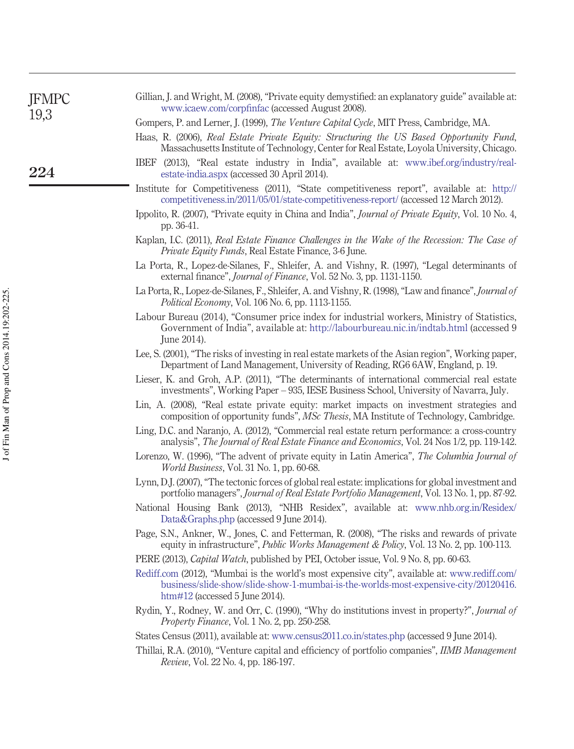Gillian, J. and Wright, M. (2008), "Private equity demystified: an explanatory guide" available at: www.icaew.com/corpfinfac (accessed August 2008).

Gompers, P. and Lerner, J. (1999), *The Venture Capital Cycle*, MIT Press, Cambridge, MA.

Haas, R. (2006), *Real Estate Private Equity: Structuring the US Based Opportunity Fund*, Massachusetts Institute of Technology, Center for Real Estate, Loyola University, Chicago.

IBEF (2013), "Real estate industry in India", available at: www.ibef.org/industry/real-estate-india.aspx (accessed 30 April 2014).

Institute for Competitiveness (2011), "State competitiveness report", available at: http://competitiveness.in/2011/05/01/state-competitiveness-report/ (accessed 12 March 2012).

Ippolito, R. (2007), "Private equity in China and India", *Journal of Private Equity*, Vol. 10 No. 4, pp. 36-41.

Kaplan, I.C. (2011), *Real Estate Finance Challenges in the Wake of the Recession: The Case of Private Equity Funds*, Real Estate Finance, 3-6 June.

La Porta, R., Lopez-de-Silanes, F., Shleifer, A. and Vishny, R. (1997), "Legal determinants of external finance", *Journal of Finance*, Vol. 52 No. 3, pp. 1131-1150.

La Porta, R., Lopez-de-Silanes, F., Shleifer, A. and Vishny, R. (1998), "Law and finance", *Journal of Political Economy*, Vol. 106 No. 6, pp. 1113-1155.

Labour Bureau (2014), "Consumer price index for industrial workers, Ministry of Statistics, Government of India", available at: http://labourbureau.nic.in/indtab.html (accessed 9 June 2014).

Lee, S. (2001), "The risks of investing in real estate markets of the Asian region", Working paper, Department of Land Management, University of Reading, RG6 6AW, England, p. 19.

Lieser, K. and Groh, A.P. (2011), "The determinants of international commercial real estate investments", Working Paper – 935, IESE Business School, University of Navarra, July.

Lin, A. (2008), "Real estate private equity: market impacts on investment strategies and composition of opportunity funds", *MSc Thesis*, MA Institute of Technology, Cambridge.

Ling, D.C. and Naranjo, A. (2012), "Commercial real estate return performance: a cross-country analysis", *The Journal of Real Estate Finance and Economics*, Vol. 24 Nos 1/2, pp. 119-142.

Lorenzo, W. (1996), "The advent of private equity in Latin America", *The Columbia Journal of World Business*, Vol. 31 No. 1, pp. 60-68.

Lynn, D.J. (2007), "The tectonic forces of global real estate: implications for global investment and portfolio managers", *Journal of Real Estate Portfolio Management*, Vol. 13 No. 1, pp. 87-92.

National Housing Bank (2013), "NHB Residex", available at: www.nhb.org.in/Residex/Data&Graphs.php (accessed 9 June 2014).

Page, S.N., Ankner, W., Jones, C. and Fetterman, R. (2008), "The risks and rewards of private equity in infrastructure", *Public Works Management & Policy*, Vol. 13 No. 2, pp. 100-113.

PERE (2013), *Capital Watch*, published by PEI, October issue, Vol. 9 No. 8, pp. 60-63.

Rediff.com (2012), "Mumbai is the world's most expensive city", available at: www.rediff.com/business/slide-show/slide-show-1-mumbai-is-the-worlds-most-expensive-city/20120416.htm#12 (accessed 5 June 2014).

Rydin, Y., Rodney, W. and Orr, C. (1990), "Why do institutions invest in property?", *Journal of Property Finance*, Vol. 1 No. 2, pp. 250-258.

States Census (2011), available at: www.census2011.co.in/states.php (accessed 9 June 2014).

Thillai, R.A. (2010), "Venture capital and efficiency of portfolio companies", *IIMB Management Review*, Vol. 22 No. 4, pp. 186-197.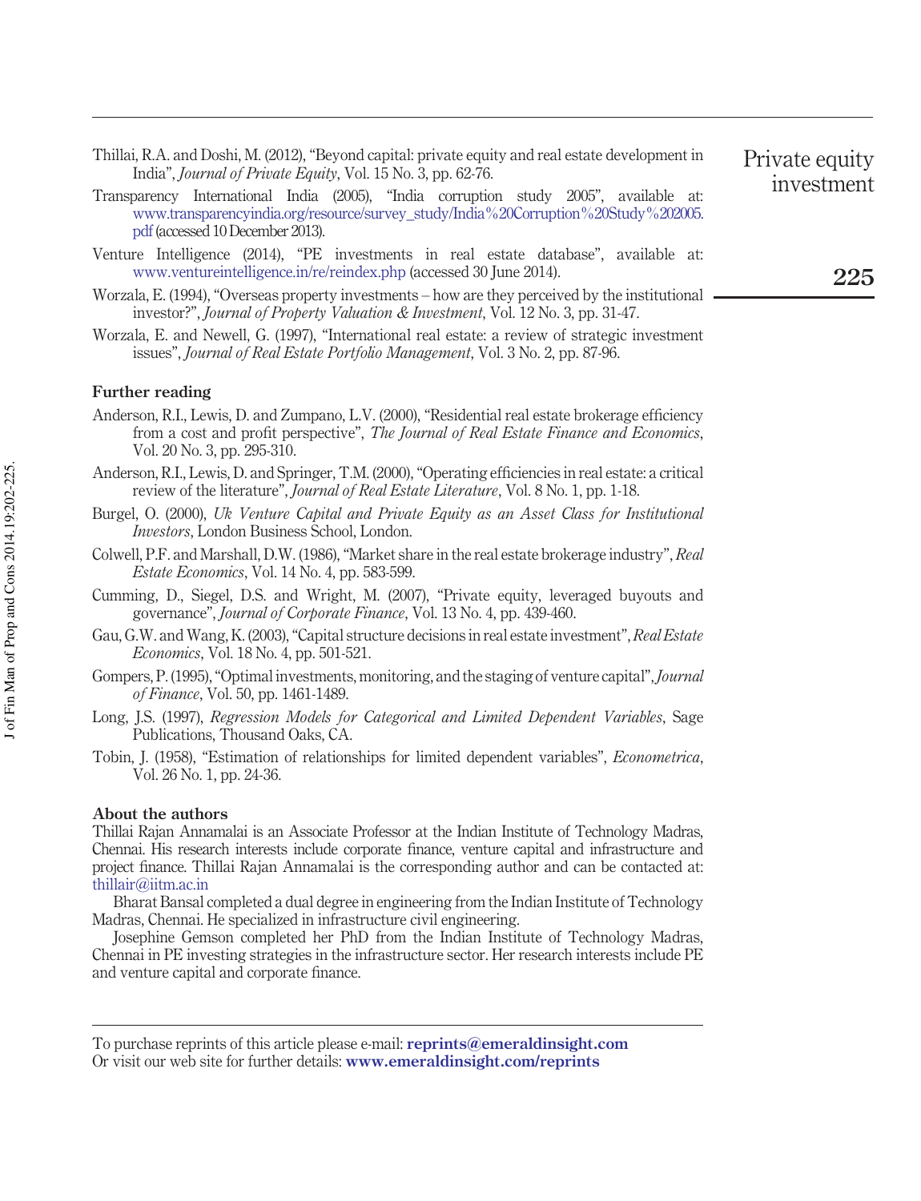Thillai, R.A. and Doshi, M. (2012), "Beyond capital: private equity and real estate development in India", *Journal of Private Equity*, Vol. 15 No. 3, pp. 62-76.

Transparency International India (2005), "India corruption study 2005", available at: www.transparencyindia.org/resource/survey_study/India%20Corruption%20Study%202005.pdf (accessed 10 December 2013).

Venture Intelligence (2014), "PE investments in real estate database", available at: www.ventureintelligence.in/re/reindex.php (accessed 30 June 2014).

Worzala, E. (1994), "Overseas property investments – how are they perceived by the institutional investor?", *Journal of Property Valuation & Investment*, Vol. 12 No. 3, pp. 31-47.

Worzala, E. and Newell, G. (1997), "International real estate: a review of strategic investment issues", *Journal of Real Estate Portfolio Management*, Vol. 3 No. 2, pp. 87-96.

## Further reading

Anderson, R.I., Lewis, D. and Zumpano, L.V. (2000), "Residential real estate brokerage efficiency from a cost and profit perspective", *The Journal of Real Estate Finance and Economics*, Vol. 20 No. 3, pp. 295-310.

Anderson, R.I., Lewis, D. and Springer, T.M. (2000), "Operating efficiencies in real estate: a critical review of the literature", *Journal of Real Estate Literature*, Vol. 8 No. 1, pp. 1-18.

Burgel, O. (2000), *Uk Venture Capital and Private Equity as an Asset Class for Institutional Investors*, London Business School, London.

Colwell, P.F. and Marshall, D.W. (1986), "Market share in the real estate brokerage industry", *Real Estate Economics*, Vol. 14 No. 4, pp. 583-599.

Cumming, D., Siegel, D.S. and Wright, M. (2007), "Private equity, leveraged buyouts and governance", *Journal of Corporate Finance*, Vol. 13 No. 4, pp. 439-460.

Gau, G.W. and Wang, K. (2003), "Capital structure decisions in real estate investment", *Real Estate Economics*, Vol. 18 No. 4, pp. 501-521.

Gompers, P. (1995), "Optimal investments, monitoring, and the staging of venture capital", *Journal of Finance*, Vol. 50, pp. 1461-1489.

Long, J.S. (1997), *Regression Models for Categorical and Limited Dependent Variables*, Sage Publications, Thousand Oaks, CA.

Tobin, J. (1958), "Estimation of relationships for limited dependent variables", *Econometrica*, Vol. 26 No. 1, pp. 24-36.

## About the authors

Thillai Rajan Annamalai is an Associate Professor at the Indian Institute of Technology Madras, Chennai. His research interests include corporate finance, venture capital and infrastructure and project finance. Thillai Rajan Annamalai is the corresponding author and can be contacted at: thillair@iitm.ac.in

Bharat Bansal completed a dual degree in engineering from the Indian Institute of Technology Madras, Chennai. He specialized in infrastructure civil engineering.

Josephine Gemson completed her PhD from the Indian Institute of Technology Madras, Chennai in PE investing strategies in the infrastructure sector. Her research interests include PE and venture capital and corporate finance.

To purchase reprints of this article please e-mail: **reprints@emeraldinsight.com**
Or visit our web site for further details: **www.emeraldinsight.com/reprints**